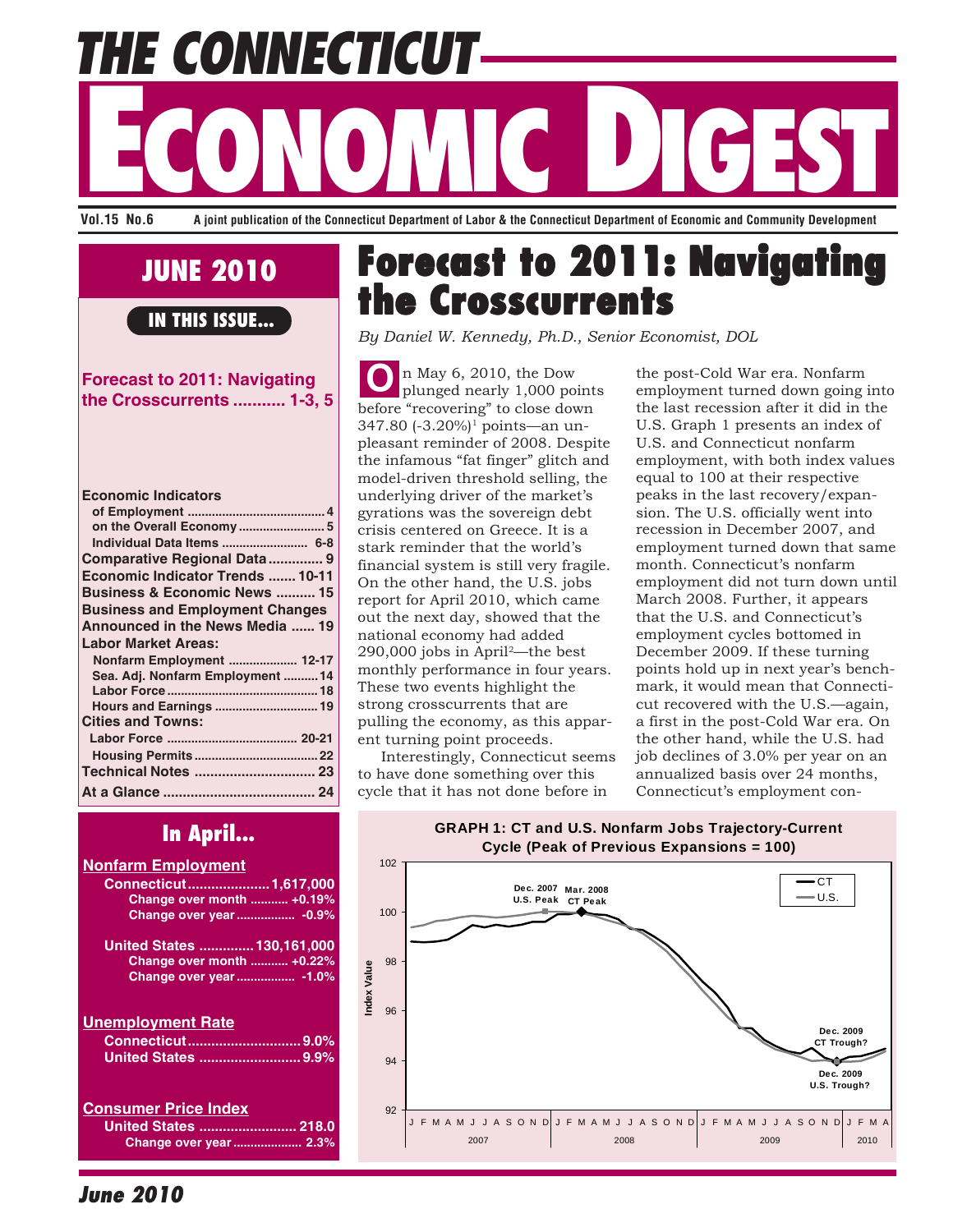# THE CONNECTICUT ECONOMIC DIGEST

**Vol.15 No.6** A joint publication of the Connecticut Department of Labor & the Connecticut Department of Economic and Community Development

## JUNE 2010

### IN THIS ISSUE...

**Forecast to 2011: Navigating the Crosscurrents ........... 1-3, 5**

**Economic Indicators**
- of Employment ........................................ 4
- on the Overall Economy ......................... 5
- Individual Data Items ......................... 6-8

**Comparative Regional Data** ............. 9
**Economic Indicator Trends** ....... 10-11
**Business & Economic News** .......... 15
**Business and Employment Changes Announced in the News Media** ...... 19

**Labor Market Areas:**
- Nonfarm Employment .................... 12-17
- Sea. Adj. Nonfarm Employment .......... 14
- Labor Force ............................................ 18
- Hours and Earnings .............................. 19

**Cities and Towns:**
- Labor Force ...................................... 20-21
- Housing Permits .................................... 22

**Technical Notes** .............................. 23
**At a Glance** ....................................... 24

### In April...

**Nonfarm Employment**
- Connecticut..................... 1,617,000
  - Change over month ........... +0.19%
  - Change over year ................. -0.9%
- United States .............. 130,161,000
  - Change over month ........... +0.22%
  - Change over year ................. -1.0%

**Unemployment Rate**
- Connecticut............................. 9.0%
- United States .......................... 9.9%

**Consumer Price Index**
- United States ......................... 218.0
  - Change over year .................... 2.3%

# Forecast to 2011: Navigating the Crosscurrents

*By Daniel W. Kennedy, Ph.D., Senior Economist, DOL*

On May 6, 2010, the Dow plunged nearly 1,000 points before "recovering" to close down 347.80 (-3.20%)[1] points—an unpleasant reminder of 2008. Despite the infamous "fat finger" glitch and model-driven threshold selling, the underlying driver of the market's gyrations was the sovereign debt crisis centered on Greece. It is a stark reminder that the world's financial system is still very fragile. On the other hand, the U.S. jobs report for April 2010, which came out the next day, showed that the national economy had added 290,000 jobs in April[2]—the best monthly performance in four years. These two events highlight the strong crosscurrents that are pulling the economy, as this apparent turning point proceeds.

Interestingly, Connecticut seems to have done something over this cycle that it has not done before in the post-Cold War era. Nonfarm employment turned down going into the last recession after it did in the U.S. Graph 1 presents an index of U.S. and Connecticut nonfarm employment, with both index values equal to 100 at their respective peaks in the last recovery/expansion. The U.S. officially went into recession in December 2007, and employment turned down that same month. Connecticut's nonfarm employment did not turn down until March 2008. Further, it appears that the U.S. and Connecticut's employment cycles bottomed in December 2009. If these turning points hold up in next year's benchmark, it would mean that Connecticut recovered with the U.S.—again, a first in the post-Cold War era. On the other hand, while the U.S. had job declines of 3.0% per year on an annualized basis over 24 months, Connecticut's employment con-

**GRAPH 1: CT and U.S. Nonfarm Jobs Trajectory-Current Cycle (Peak of Previous Expansions = 100)**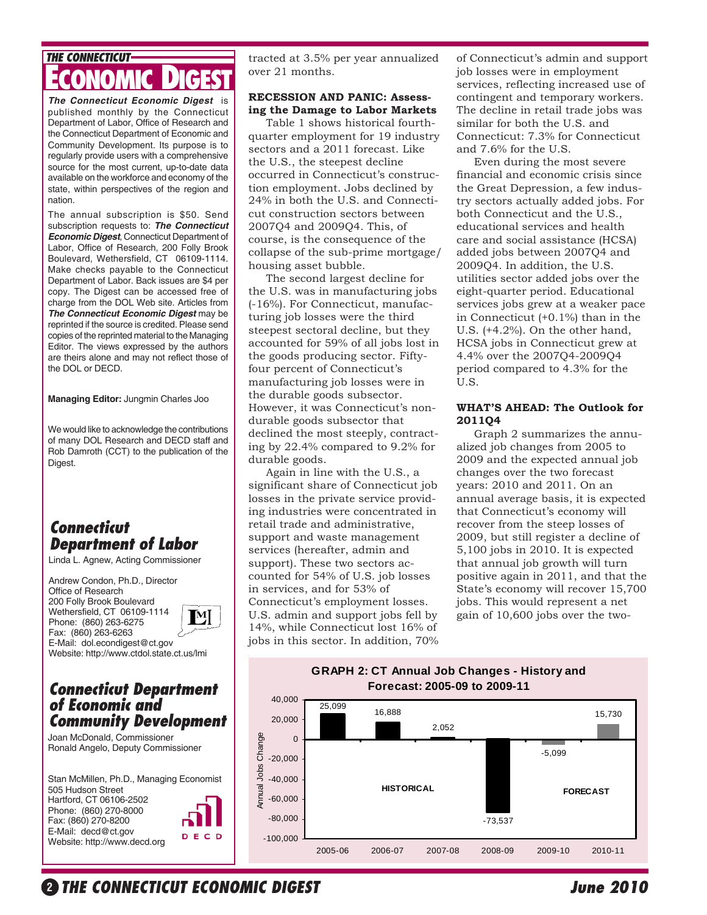## THE CONNECTICUT ECONOMIC DIGEST

***The Connecticut Economic Digest*** is published monthly by the Connecticut Department of Labor, Office of Research and the Connecticut Department of Economic and Community Development. Its purpose is to regularly provide users with a comprehensive source for the most current, up-to-date data available on the workforce and economy of the state, within perspectives of the region and nation.

The annual subscription is $50. Send subscription requests to: ***The Connecticut Economic Digest***, Connecticut Department of Labor, Office of Research, 200 Folly Brook Boulevard, Wethersfield, CT 06109-1114. Make checks payable to the Connecticut Department of Labor. Back issues are $4 per copy. The Digest can be accessed free of charge from the DOL Web site. Articles from ***The Connecticut Economic Digest*** may be reprinted if the source is credited. Please send copies of the reprinted material to the Managing Editor. The views expressed by the authors are theirs alone and may not reflect those of the DOL or DECD.

**Managing Editor:** Jungmin Charles Joo

We would like to acknowledge the contributions of many DOL Research and DECD staff and Rob Damroth (CCT) to the publication of the Digest.

### Connecticut Department of Labor

Linda L. Agnew, Acting Commissioner

Andrew Condon, Ph.D., Director
Office of Research
200 Folly Brook Boulevard
Wethersfield, CT 06109-1114
Phone: (860) 263-6275
Fax: (860) 263-6263
E-Mail: dol.econdigest@ct.gov
Website: http://www.ctdol.state.ct.us/lmi

### Connecticut Department of Economic and Community Development

Joan McDonald, Commissioner
Ronald Angelo, Deputy Commissioner

Stan McMillen, Ph.D., Managing Economist
505 Hudson Street
Hartford, CT 06106-2502
Phone: (860) 270-8000
Fax: (860) 270-8200
E-Mail: decd@ct.gov
Website: http://www.decd.org

---

tracted at 3.5% per year annualized over 21 months.

**RECESSION AND PANIC: Assessing the Damage to Labor Markets**

Table 1 shows historical fourth-quarter employment for 19 industry sectors and a 2011 forecast. Like the U.S., the steepest decline occurred in Connecticut's construction employment. Jobs declined by 24% in both the U.S. and Connecticut construction sectors between 2007Q4 and 2009Q4. This, of course, is the consequence of the collapse of the sub-prime mortgage/housing asset bubble.

The second largest decline for the U.S. was in manufacturing jobs (-16%). For Connecticut, manufacturing job losses were the third steepest sectoral decline, but they accounted for 59% of all jobs lost in the goods producing sector. Fifty-four percent of Connecticut's manufacturing job losses were in the durable goods subsector. However, it was Connecticut's nondurable goods subsector that declined the most steeply, contracting by 22.4% compared to 9.2% for durable goods.

Again in line with the U.S., a significant share of Connecticut job losses in the private service providing industries were concentrated in retail trade and administrative, support and waste management services (hereafter, admin and support). These two sectors accounted for 54% of U.S. job losses in services, and for 53% of Connecticut's employment losses. U.S. admin and support jobs fell by 14%, while Connecticut lost 16% of jobs in this sector. In addition, 70% of Connecticut's admin and support job losses were in employment services, reflecting increased use of contingent and temporary workers. The decline in retail trade jobs was similar for both the U.S. and Connecticut: 7.3% for Connecticut and 7.6% for the U.S.

Even during the most severe financial and economic crisis since the Great Depression, a few industry sectors actually added jobs. For both Connecticut and the U.S., educational services and health care and social assistance (HCSA) added jobs between 2007Q4 and 2009Q4. In addition, the U.S. utilities sector added jobs over the eight-quarter period. Educational services jobs grew at a weaker pace in Connecticut (+0.1%) than in the U.S. (+4.2%). On the other hand, HCSA jobs in Connecticut grew at 4.4% over the 2007Q4-2009Q4 period compared to 4.3% for the U.S.

**WHAT'S AHEAD: The Outlook for 2011Q4**

Graph 2 summarizes the annualized job changes from 2005 to 2009 and the expected annual job changes over the two forecast years: 2010 and 2011. On an annual average basis, it is expected that Connecticut's economy will recover from the steep losses of 2009, but still register a decline of 5,100 jobs in 2010. It is expected that annual job growth will turn positive again in 2011, and that the State's economy will recover 15,700 jobs. This would represent a net gain of 10,600 jobs over the two-

**GRAPH 2: CT Annual Job Changes - History and Forecast: 2005-09 to 2009-11**

| Period | Annual Jobs Change | |
|---|---|---|
| 2005-06 | 25,099 | Historical |
| 2006-07 | 16,888 | Historical |
| 2007-08 | 2,052 | Historical |
| 2008-09 | -73,537 | Historical |
| 2009-10 | -5,099 | Forecast |
| 2010-11 | 15,730 | Forecast |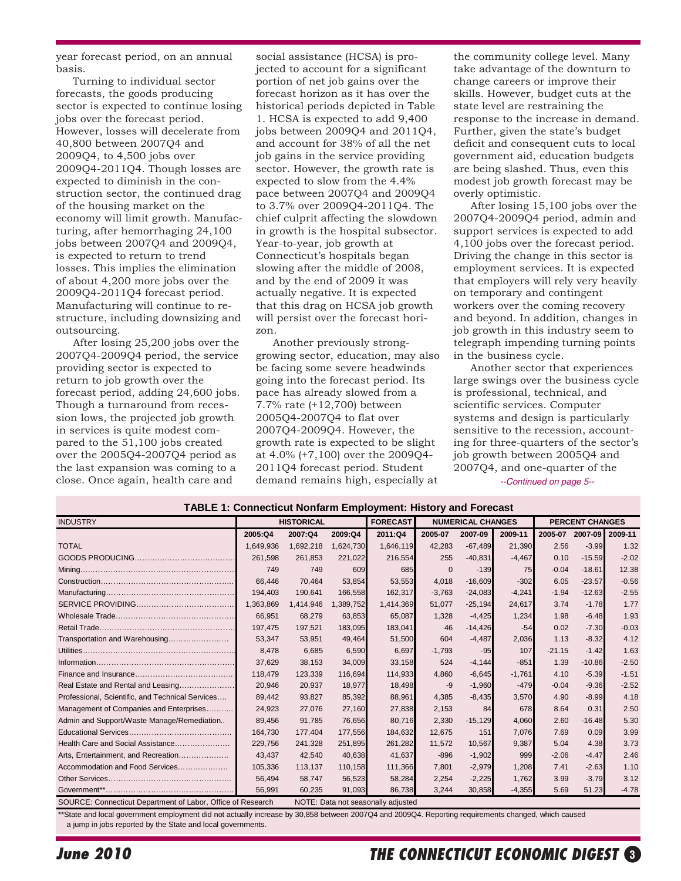year forecast period, on an annual basis.

Turning to individual sector forecasts, the goods producing sector is expected to continue losing jobs over the forecast period. However, losses will decelerate from 40,800 between 2007Q4 and 2009Q4, to 4,500 jobs over 2009Q4-2011Q4. Though losses are expected to diminish in the construction sector, the continued drag of the housing market on the economy will limit growth. Manufacturing, after hemorrhaging 24,100 jobs between 2007Q4 and 2009Q4, is expected to return to trend losses. This implies the elimination of about 4,200 more jobs over the 2009Q4-2011Q4 forecast period. Manufacturing will continue to restructure, including downsizing and outsourcing.

After losing 25,200 jobs over the 2007Q4-2009Q4 period, the service providing sector is expected to return to job growth over the forecast period, adding 24,600 jobs. Though a turnaround from recession lows, the projected job growth in services is quite modest compared to the 51,100 jobs created over the 2005Q4-2007Q4 period as the last expansion was coming to a close. Once again, health care and social assistance (HCSA) is projected to account for a significant portion of net job gains over the forecast horizon as it has over the historical periods depicted in Table 1. HCSA is expected to add 9,400 jobs between 2009Q4 and 2011Q4, and account for 38% of all the net job gains in the service providing sector. However, the growth rate is expected to slow from the 4.4% pace between 2007Q4 and 2009Q4 to 3.7% over 2009Q4-2011Q4. The chief culprit affecting the slowdown in growth is the hospital subsector. Year-to-year, job growth at Connecticut's hospitals began slowing after the middle of 2008, and by the end of 2009 it was actually negative. It is expected that this drag on HCSA job growth will persist over the forecast horizon.

Another previously strong-growing sector, education, may also be facing some severe headwinds going into the forecast period. Its pace has already slowed from a 7.7% rate (+12,700) between 2005Q4-2007Q4 to flat over 2007Q4-2009Q4. However, the growth rate is expected to be slight at 4.0% (+7,100) over the 2009Q4-2011Q4 forecast period. Student demand remains high, especially at the community college level. Many take advantage of the downturn to change careers or improve their skills. However, budget cuts at the state level are restraining the response to the increase in demand. Further, given the state's budget deficit and consequent cuts to local government aid, education budgets are being slashed. Thus, even this modest job growth forecast may be overly optimistic.

After losing 15,100 jobs over the 2007Q4-2009Q4 period, admin and support services is expected to add 4,100 jobs over the forecast period. Driving the change in this sector is employment services. It is expected that employers will rely very heavily on temporary and contingent workers over the coming recovery and beyond. In addition, changes in job growth in this industry seem to telegraph impending turning points in the business cycle.

Another sector that experiences large swings over the business cycle is professional, technical, and scientific services. Computer systems and design is particularly sensitive to the recession, accounting for three-quarters of the sector's job growth between 2005Q4 and 2007Q4, and one-quarter of the

*--Continued on page 5--*

**TABLE 1: Connecticut Nonfarm Employment: History and Forecast**

| INDUSTRY | HISTORICAL | | | FORECAST | NUMERICAL CHANGES | | | PERCENT CHANGES | | |
|---|---|---|---|---|---|---|---|---|---|---|
| | 2005:Q4 | 2007:Q4 | 2009:Q4 | 2011:Q4 | 2005-07 | 2007-09 | 2009-11 | 2005-07 | 2007-09 | 2009-11 |
| TOTAL | 1,649,936 | 1,692,218 | 1,624,730 | 1,646,119 | 42,283 | -67,489 | 21,390 | 2.56 | -3.99 | 1.32 |
| GOODS PRODUCING | 261,598 | 261,853 | 221,022 | 216,554 | 255 | -40,831 | -4,467 | 0.10 | -15.59 | -2.02 |
| Mining | 749 | 749 | 609 | 685 | 0 | -139 | 75 | -0.04 | -18.61 | 12.38 |
| Construction | 66,446 | 70,464 | 53,854 | 53,553 | 4,018 | -16,609 | -302 | 6.05 | -23.57 | -0.56 |
| Manufacturing | 194,403 | 190,641 | 166,558 | 162,317 | -3,763 | -24,083 | -4,241 | -1.94 | -12.63 | -2.55 |
| SERVICE PROVIDING | 1,363,869 | 1,414,946 | 1,389,752 | 1,414,369 | 51,077 | -25,194 | 24,617 | 3.74 | -1.78 | 1.77 |
| Wholesale Trade | 66,951 | 68,279 | 63,853 | 65,087 | 1,328 | -4,425 | 1,234 | 1.98 | -6.48 | 1.93 |
| Retail Trade | 197,475 | 197,521 | 183,095 | 183,041 | 46 | -14,426 | -54 | 0.02 | -7.30 | -0.03 |
| Transportation and Warehousing | 53,347 | 53,951 | 49,464 | 51,500 | 604 | -4,487 | 2,036 | 1.13 | -8.32 | 4.12 |
| Utilities | 8,478 | 6,685 | 6,590 | 6,697 | -1,793 | -95 | 107 | -21.15 | -1.42 | 1.63 |
| Information | 37,629 | 38,153 | 34,009 | 33,158 | 524 | -4,144 | -851 | 1.39 | -10.86 | -2.50 |
| Finance and Insurance | 118,479 | 123,339 | 116,694 | 114,933 | 4,860 | -6,645 | -1,761 | 4.10 | -5.39 | -1.51 |
| Real Estate and Rental and Leasing | 20,946 | 20,937 | 18,977 | 18,498 | -9 | -1,960 | -479 | -0.04 | -9.36 | -2.52 |
| Professional, Scientific, and Technical Services | 89,442 | 93,827 | 85,392 | 88,961 | 4,385 | -8,435 | 3,570 | 4.90 | -8.99 | 4.18 |
| Management of Companies and Enterprises | 24,923 | 27,076 | 27,160 | 27,838 | 2,153 | 84 | 678 | 8.64 | 0.31 | 2.50 |
| Admin and Support/Waste Manage/Remediation | 89,456 | 91,785 | 76,656 | 80,716 | 2,330 | -15,129 | 4,060 | 2.60 | -16.48 | 5.30 |
| Educational Services | 164,730 | 177,404 | 177,556 | 184,632 | 12,675 | 151 | 7,076 | 7.69 | 0.09 | 3.99 |
| Health Care and Social Assistance | 229,756 | 241,328 | 251,895 | 261,282 | 11,572 | 10,567 | 9,387 | 5.04 | 4.38 | 3.73 |
| Arts, Entertainment, and Recreation | 43,437 | 42,540 | 40,638 | 41,637 | -896 | -1,902 | 999 | -2.06 | -4.47 | 2.46 |
| Accommodation and Food Services | 105,336 | 113,137 | 110,158 | 111,366 | 7,801 | -2,979 | 1,208 | 7.41 | -2.63 | 1.10 |
| Other Services | 56,494 | 58,747 | 56,523 | 58,284 | 2,254 | -2,225 | 1,762 | 3.99 | -3.79 | 3.12 |
| Government** | 56,991 | 60,235 | 91,093 | 86,738 | 3,244 | 30,858 | -4,355 | 5.69 | 51.23 | -4.78 |

SOURCE: Connecticut Department of Labor, Office of Research NOTE: Data not seasonally adjusted

**State and local government employment did not actually increase by 30,858 between 2007Q4 and 2009Q4. Reporting requirements changed, which caused a jump in jobs reported by the State and local governments.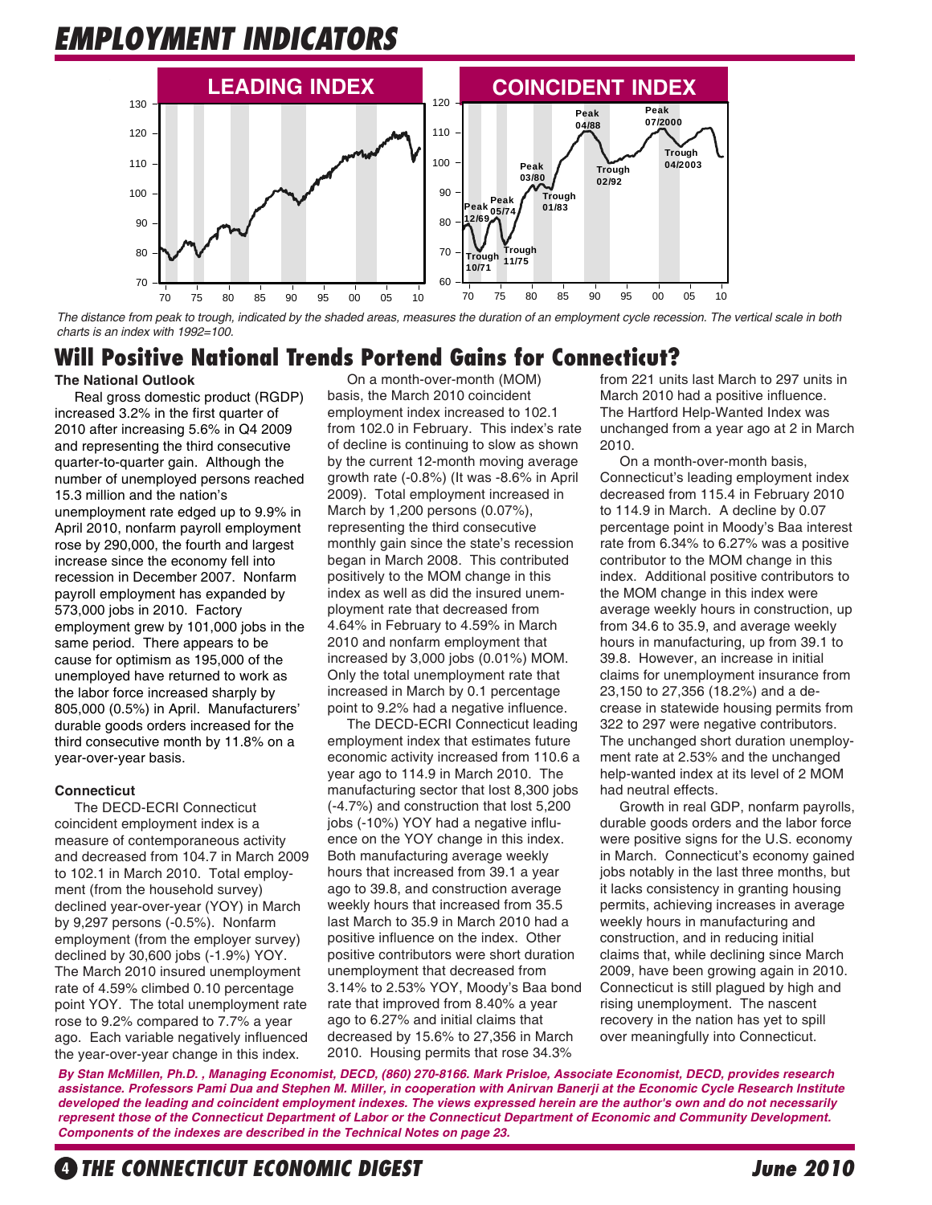# EMPLOYMENT INDICATORS

## LEADING INDEX

## COINCIDENT INDEX

*The distance from peak to trough, indicated by the shaded areas, measures the duration of an employment cycle recession. The vertical scale in both charts is an index with 1992=100.*

## Will Positive National Trends Portend Gains for Connecticut?

### The National Outlook

Real gross domestic product (RGDP) increased 3.2% in the first quarter of 2010 after increasing 5.6% in Q4 2009 and representing the third consecutive quarter-to-quarter gain. Although the number of unemployed persons reached 15.3 million and the nation's unemployment rate edged up to 9.9% in April 2010, nonfarm payroll employment rose by 290,000, the fourth and largest increase since the economy fell into recession in December 2007. Nonfarm payroll employment has expanded by 573,000 jobs in 2010. Factory employment grew by 101,000 jobs in the same period. There appears to be cause for optimism as 195,000 of the unemployed have returned to work as the labor force increased sharply by 805,000 (0.5%) in April. Manufacturers' durable goods orders increased for the third consecutive month by 11.8% on a year-over-year basis.

### Connecticut

The DECD-ECRI Connecticut coincident employment index is a measure of contemporaneous activity and decreased from 104.7 in March 2009 to 102.1 in March 2010. Total employment (from the household survey) declined year-over-year (YOY) in March by 9,297 persons (-0.5%). Nonfarm employment (from the employer survey) declined by 30,600 jobs (-1.9%) YOY. The March 2010 insured unemployment rate of 4.59% climbed 0.10 percentage point YOY. The total unemployment rate rose to 9.2% compared to 7.7% a year ago. Each variable negatively influenced the year-over-year change in this index.

On a month-over-month (MOM) basis, the March 2010 coincident employment index increased to 102.1 from 102.0 in February. This index's rate of decline is continuing to slow as shown by the current 12-month moving average growth rate (-0.8%) (It was -8.6% in April 2009). Total employment increased in March by 1,200 persons (0.07%), representing the third consecutive monthly gain since the state's recession began in March 2008. This contributed positively to the MOM change in this index as well as did the insured unemployment rate that decreased from 4.64% in February to 4.59% in March 2010 and nonfarm employment that increased by 3,000 jobs (0.01%) MOM. Only the total unemployment rate that increased in March by 0.1 percentage point to 9.2% had a negative influence.

The DECD-ECRI Connecticut leading employment index that estimates future economic activity increased from 110.6 a year ago to 114.9 in March 2010. The manufacturing sector that lost 8,300 jobs (-4.7%) and construction that lost 5,200 jobs (-10%) YOY had a negative influence on the YOY change in this index. Both manufacturing average weekly hours that increased from 39.1 a year ago to 39.8, and construction average weekly hours that increased from 35.5 last March to 35.9 in March 2010 had a positive influence on the index. Other positive contributors were short duration unemployment that decreased from 3.14% to 2.53% YOY, Moody's Baa bond rate that improved from 8.40% a year ago to 6.27% and initial claims that decreased by 15.6% to 27,356 in March 2010. Housing permits that rose 34.3% from 221 units last March to 297 units in March 2010 had a positive influence. The Hartford Help-Wanted Index was unchanged from a year ago at 2 in March 2010.

On a month-over-month basis, Connecticut's leading employment index decreased from 115.4 in February 2010 to 114.9 in March. A decline by 0.07 percentage point in Moody's Baa interest rate from 6.34% to 6.27% was a positive contributor to the MOM change in this index. Additional positive contributors to the MOM change in this index were average weekly hours in construction, up from 34.6 to 35.9, and average weekly hours in manufacturing, up from 39.1 to 39.8. However, an increase in initial claims for unemployment insurance from 23,150 to 27,356 (18.2%) and a decrease in statewide housing permits from 322 to 297 were negative contributors. The unchanged short duration unemployment rate at 2.53% and the unchanged help-wanted index at its level of 2 MOM had neutral effects.

Growth in real GDP, nonfarm payrolls, durable goods orders and the labor force were positive signs for the U.S. economy in March. Connecticut's economy gained jobs notably in the last three months, but it lacks consistency in granting housing permits, achieving increases in average weekly hours in manufacturing and construction, and in reducing initial claims that, while declining since March 2009, have been growing again in 2010. Connecticut is still plagued by high and rising unemployment. The nascent recovery in the nation has yet to spill over meaningfully into Connecticut.

***By Stan McMillen, Ph.D. , Managing Economist, DECD, (860) 270-8166. Mark Prisloe, Associate Economist, DECD, provides research assistance. Professors Pami Dua and Stephen M. Miller, in cooperation with Anirvan Banerji at the Economic Cycle Research Institute developed the leading and coincident employment indexes. The views expressed herein are the author's own and do not necessarily represent those of the Connecticut Department of Labor or the Connecticut Department of Economic and Community Development. Components of the indexes are described in the Technical Notes on page 23.***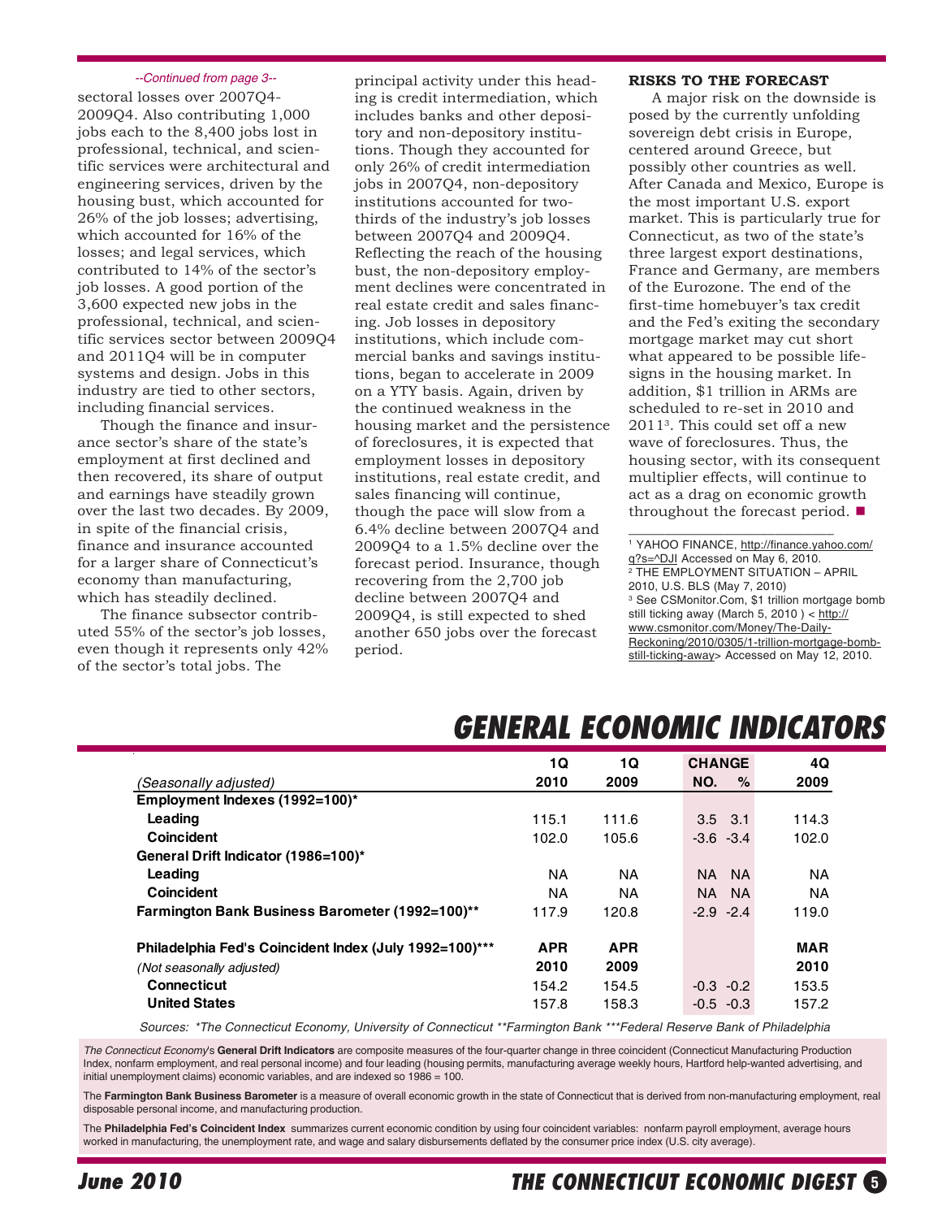*--Continued from page 3--*

sectoral losses over 2007Q4-2009Q4. Also contributing 1,000 jobs each to the 8,400 jobs lost in professional, technical, and scientific services were architectural and engineering services, driven by the housing bust, which accounted for 26% of the job losses; advertising, which accounted for 16% of the losses; and legal services, which contributed to 14% of the sector's job losses. A good portion of the 3,600 expected new jobs in the professional, technical, and scientific services sector between 2009Q4 and 2011Q4 will be in computer systems and design. Jobs in this industry are tied to other sectors, including financial services.

Though the finance and insurance sector's share of the state's employment at first declined and then recovered, its share of output and earnings have steadily grown over the last two decades. By 2009, in spite of the financial crisis, finance and insurance accounted for a larger share of Connecticut's economy than manufacturing, which has steadily declined.

The finance subsector contributed 55% of the sector's job losses, even though it represents only 42% of the sector's total jobs. The principal activity under this heading is credit intermediation, which includes banks and other depository and non-depository institutions. Though they accounted for only 26% of credit intermediation jobs in 2007Q4, non-depository institutions accounted for two-thirds of the industry's job losses between 2007Q4 and 2009Q4. Reflecting the reach of the housing bust, the non-depository employment declines were concentrated in real estate credit and sales financing. Job losses in depository institutions, which include commercial banks and savings institutions, began to accelerate in 2009 on a YTY basis. Again, driven by the continued weakness in the housing market and the persistence of foreclosures, it is expected that employment losses in depository institutions, real estate credit, and sales financing will continue, though the pace will slow from a 6.4% decline between 2007Q4 and 2009Q4 to a 1.5% decline over the forecast period. Insurance, though recovering from the 2,700 job decline between 2007Q4 and 2009Q4, is still expected to shed another 650 jobs over the forecast period.

**RISKS TO THE FORECAST**

A major risk on the downside is posed by the currently unfolding sovereign debt crisis in Europe, centered around Greece, but possibly other countries as well. After Canada and Mexico, Europe is the most important U.S. export market. This is particularly true for Connecticut, as two of the state's three largest export destinations, France and Germany, are members of the Eurozone. The end of the first-time homebuyer's tax credit and the Fed's exiting the secondary mortgage market may cut short what appeared to be possible life-signs in the housing market. In addition, $1 trillion in ARMs are scheduled to re-set in 2010 and 2011[3]. This could set off a new wave of foreclosures. Thus, the housing sector, with its consequent multiplier effects, will continue to act as a drag on economic growth throughout the forecast period. ■

[1] YAHOO FINANCE, http://finance.yahoo.com/q?s=^DJI Accessed on May 6, 2010.
[2] THE EMPLOYMENT SITUATION – APRIL 2010, U.S. BLS (May 7, 2010)
[3] See CSMonitor.Com, $1 trillion mortgage bomb still ticking away (March 5, 2010 ) < http://www.csmonitor.com/Money/The-Daily-Reckoning/2010/0305/1-trillion-mortgage-bomb-still-ticking-away> Accessed on May 12, 2010.

## GENERAL ECONOMIC INDICATORS

| *(Seasonally adjusted)* | 1Q 2010 | 1Q 2009 | CHANGE NO. | CHANGE % | 4Q 2009 |
|---|---|---|---|---|---|
| **Employment Indexes (1992=100)*** | | | | | |
| **Leading** | 115.1 | 111.6 | 3.5 | 3.1 | 114.3 |
| **Coincident** | 102.0 | 105.6 | -3.6 | -3.4 | 102.0 |
| **General Drift Indicator (1986=100)*** | | | | | |
| **Leading** | NA | NA | NA | NA | NA |
| **Coincident** | NA | NA | NA | NA | NA |
| **Farmington Bank Business Barometer (1992=100)**** | 117.9 | 120.8 | -2.9 | -2.4 | 119.0 |
| **Philadelphia Fed's Coincident Index (July 1992=100)***** | **APR** | **APR** | | | **MAR** |
| *(Not seasonally adjusted)* | **2010** | **2009** | | | **2010** |
| **Connecticut** | 154.2 | 154.5 | -0.3 | -0.2 | 153.5 |
| **United States** | 157.8 | 158.3 | -0.5 | -0.3 | 157.2 |

*Sources: *The Connecticut Economy, University of Connecticut **Farmington Bank ***Federal Reserve Bank of Philadelphia*

*The Connecticut Economy*'s **General Drift Indicators** are composite measures of the four-quarter change in three coincident (Connecticut Manufacturing Production Index, nonfarm employment, and real personal income) and four leading (housing permits, manufacturing average weekly hours, Hartford help-wanted advertising, and initial unemployment claims) economic variables, and are indexed so 1986 = 100.

The **Farmington Bank Business Barometer** is a measure of overall economic growth in the state of Connecticut that is derived from non-manufacturing employment, real disposable personal income, and manufacturing production.

The **Philadelphia Fed's Coincident Index** summarizes current economic condition by using four coincident variables: nonfarm payroll employment, average hours worked in manufacturing, the unemployment rate, and wage and salary disbursements deflated by the consumer price index (U.S. city average).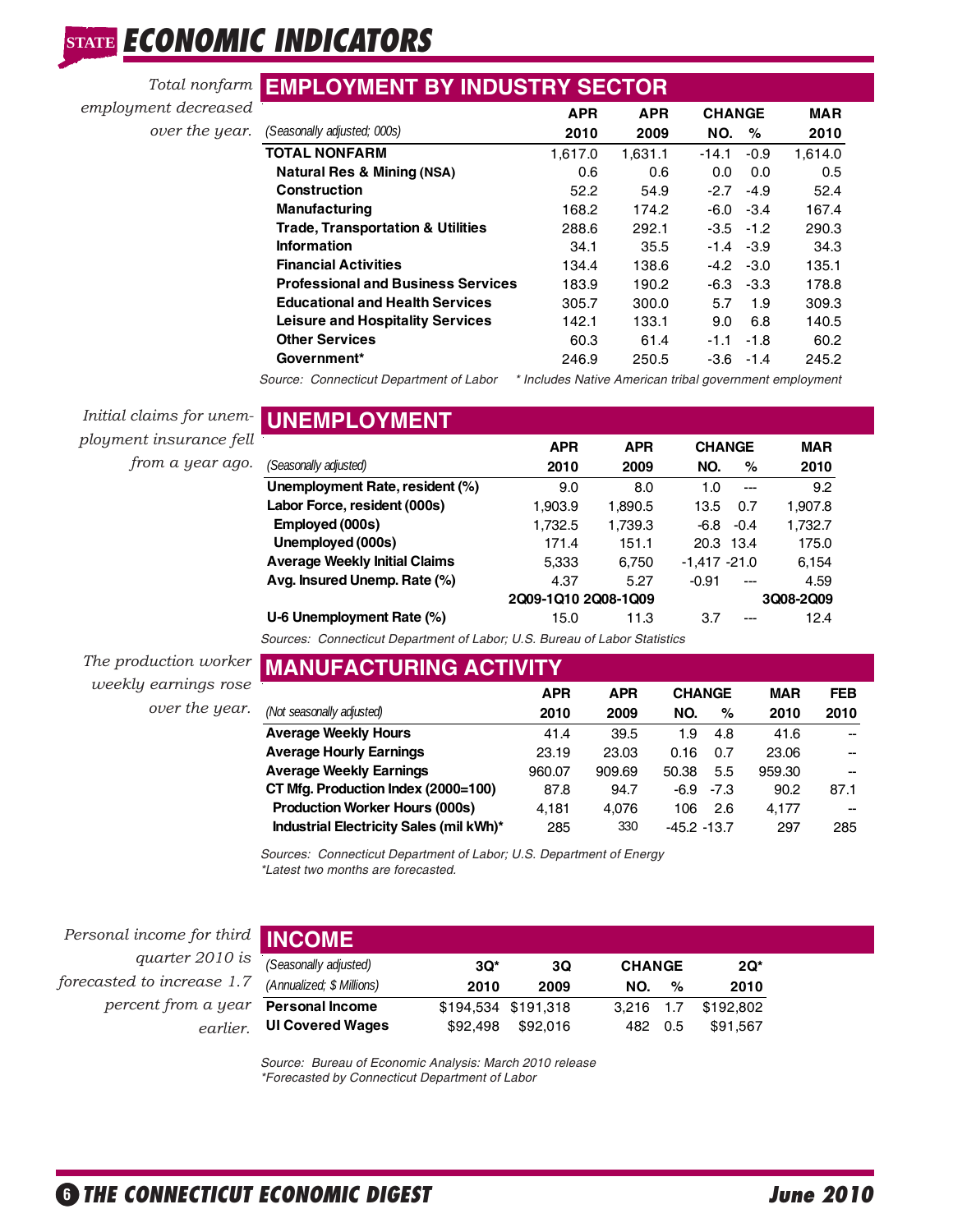# STATE ECONOMIC INDICATORS

*Total nonfarm employment decreased over the year.*

## EMPLOYMENT BY INDUSTRY SECTOR

| (Seasonally adjusted; 000s) | APR 2010 | APR 2009 | CHANGE NO. | CHANGE % | MAR 2010 |
|---|---|---|---|---|---|
| **TOTAL NONFARM** | 1,617.0 | 1,631.1 | -14.1 | -0.9 | 1,614.0 |
| **Natural Res & Mining (NSA)** | 0.6 | 0.6 | 0.0 | 0.0 | 0.5 |
| **Construction** | 52.2 | 54.9 | -2.7 | -4.9 | 52.4 |
| **Manufacturing** | 168.2 | 174.2 | -6.0 | -3.4 | 167.4 |
| **Trade, Transportation & Utilities** | 288.6 | 292.1 | -3.5 | -1.2 | 290.3 |
| **Information** | 34.1 | 35.5 | -1.4 | -3.9 | 34.3 |
| **Financial Activities** | 134.4 | 138.6 | -4.2 | -3.0 | 135.1 |
| **Professional and Business Services** | 183.9 | 190.2 | -6.3 | -3.3 | 178.8 |
| **Educational and Health Services** | 305.7 | 300.0 | 5.7 | 1.9 | 309.3 |
| **Leisure and Hospitality Services** | 142.1 | 133.1 | 9.0 | 6.8 | 140.5 |
| **Other Services** | 60.3 | 61.4 | -1.1 | -1.8 | 60.2 |
| **Government*** | 246.9 | 250.5 | -3.6 | -1.4 | 245.2 |

*Source: Connecticut Department of Labor* &nbsp;&nbsp; ** Includes Native American tribal government employment*

*Initial claims for unemployment insurance fell from a year ago.*

## UNEMPLOYMENT

| (Seasonally adjusted) | APR 2010 | APR 2009 | CHANGE NO. | CHANGE % | MAR 2010 |
|---|---|---|---|---|---|
| **Unemployment Rate, resident (%)** | 9.0 | 8.0 | 1.0 | --- | 9.2 |
| **Labor Force, resident (000s)** | 1,903.9 | 1,890.5 | 13.5 | 0.7 | 1,907.8 |
| **Employed (000s)** | 1,732.5 | 1,739.3 | -6.8 | -0.4 | 1,732.7 |
| **Unemployed (000s)** | 171.4 | 151.1 | 20.3 | 13.4 | 175.0 |
| **Average Weekly Initial Claims** | 5,333 | 6,750 | -1,417 | -21.0 | 6,154 |
| **Avg. Insured Unemp. Rate (%)** | 4.37 | 5.27 | -0.91 | --- | 4.59 |
| | **2Q09-1Q10** | **2Q08-1Q09** | | | **3Q08-2Q09** |
| **U-6 Unemployment Rate (%)** | 15.0 | 11.3 | 3.7 | --- | 12.4 |

*Sources: Connecticut Department of Labor; U.S. Bureau of Labor Statistics*

*The production worker weekly earnings rose over the year.*

## MANUFACTURING ACTIVITY

| (Not seasonally adjusted) | APR 2010 | APR 2009 | CHANGE NO. | CHANGE % | MAR 2010 | FEB 2010 |
|---|---|---|---|---|---|---|
| **Average Weekly Hours** | 41.4 | 39.5 | 1.9 | 4.8 | 41.6 | -- |
| **Average Hourly Earnings** | 23.19 | 23.03 | 0.16 | 0.7 | 23.06 | -- |
| **Average Weekly Earnings** | 960.07 | 909.69 | 50.38 | 5.5 | 959.30 | -- |
| **CT Mfg. Production Index (2000=100)** | 87.8 | 94.7 | -6.9 | -7.3 | 90.2 | 87.1 |
| **Production Worker Hours (000s)** | 4,181 | 4,076 | 106 | 2.6 | 4,177 | -- |
| **Industrial Electricity Sales (mil kWh)*** | 285 | 330 | -45.2 | -13.7 | 297 | 285 |

*Sources: Connecticut Department of Labor; U.S. Department of Energy*
**Latest two months are forecasted.*

*Personal income for third quarter 2010 is forecasted to increase 1.7 percent from a year earlier.*

## INCOME

| (Seasonally adjusted) (Annualized; $ Millions) | 3Q* 2010 | 3Q 2009 | CHANGE NO. | CHANGE % | 2Q* 2010 |
|---|---|---|---|---|---|
| **Personal Income** | $194,534 | $191,318 | 3,216 | 1.7 | $192,802 |
| **UI Covered Wages** | $92,498 | $92,016 | 482 | 0.5 | $91,567 |

*Source: Bureau of Economic Analysis: March 2010 release*
**Forecasted by Connecticut Department of Labor*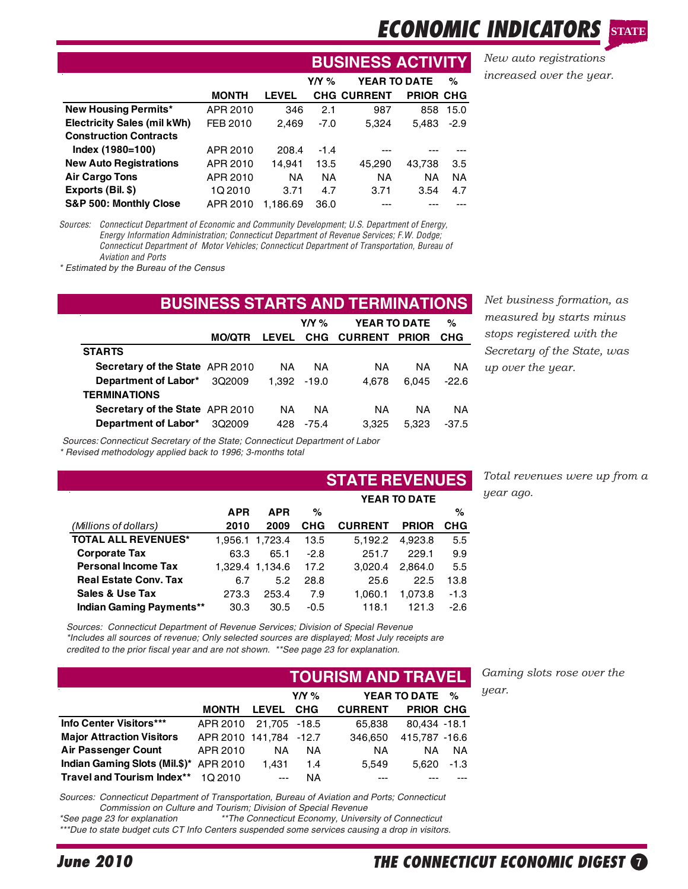# ECONOMIC INDICATORS STATE

## BUSINESS ACTIVITY

*New auto registrations increased over the year.*

| | MONTH | LEVEL | Y/Y % CHG | YEAR TO DATE CURRENT | PRIOR | % CHG |
|---|---|---|---|---|---|---|
| **New Housing Permits*** | APR 2010 | 346 | 2.1 | 987 | 858 | 15.0 |
| **Electricity Sales (mil kWh)** | FEB 2010 | 2,469 | -7.0 | 5,324 | 5,483 | -2.9 |
| **Construction Contracts Index (1980=100)** | APR 2010 | 208.4 | -1.4 | --- | --- | --- |
| **New Auto Registrations** | APR 2010 | 14,941 | 13.5 | 45,290 | 43,738 | 3.5 |
| **Air Cargo Tons** | APR 2010 | NA | NA | NA | NA | NA |
| **Exports (Bil. $)** | 1Q 2010 | 3.71 | 4.7 | 3.71 | 3.54 | 4.7 |
| **S&P 500: Monthly Close** | APR 2010 | 1,186.69 | 36.0 | --- | --- | --- |

*Sources: Connecticut Department of Economic and Community Development; U.S. Department of Energy, Energy Information Administration; Connecticut Department of Revenue Services; F.W. Dodge; Connecticut Department of Motor Vehicles; Connecticut Department of Transportation, Bureau of Aviation and Ports*

*\* Estimated by the Bureau of the Census*

## BUSINESS STARTS AND TERMINATIONS

*Net business formation, as measured by starts minus stops registered with the Secretary of the State, was up over the year.*

| | MO/QTR | LEVEL | Y/Y % CHG | YEAR TO DATE CURRENT | PRIOR | % CHG |
|---|---|---|---|---|---|---|
| **STARTS** | | | | | | |
| **Secretary of the State** | APR 2010 | NA | NA | NA | NA | NA |
| **Department of Labor*** | 3Q2009 | 1,392 | -19.0 | 4,678 | 6,045 | -22.6 |
| **TERMINATIONS** | | | | | | |
| **Secretary of the State** | APR 2010 | NA | NA | NA | NA | NA |
| **Department of Labor*** | 3Q2009 | 428 | -75.4 | 3,325 | 5,323 | -37.5 |

*Sources: Connecticut Secretary of the State; Connecticut Department of Labor*

*\* Revised methodology applied back to 1996; 3-months total*

## STATE REVENUES

*Total revenues were up from a year ago.*

| *(Millions of dollars)* | APR 2010 | APR 2009 | % CHG | YEAR TO DATE CURRENT | PRIOR | % CHG |
|---|---|---|---|---|---|---|
| **TOTAL ALL REVENUES*** | 1,956.1 | 1,723.4 | 13.5 | 5,192.2 | 4,923.8 | 5.5 |
| **Corporate Tax** | 63.3 | 65.1 | -2.8 | 251.7 | 229.1 | 9.9 |
| **Personal Income Tax** | 1,329.4 | 1,134.6 | 17.2 | 3,020.4 | 2,864.0 | 5.5 |
| **Real Estate Conv. Tax** | 6.7 | 5.2 | 28.8 | 25.6 | 22.5 | 13.8 |
| **Sales & Use Tax** | 273.3 | 253.4 | 7.9 | 1,060.1 | 1,073.8 | -1.3 |
| **Indian Gaming Payments**** | 30.3 | 30.5 | -0.5 | 118.1 | 121.3 | -2.6 |

*Sources: Connecticut Department of Revenue Services; Division of Special Revenue*

*\*Includes all sources of revenue; Only selected sources are displayed; Most July receipts are credited to the prior fiscal year and are not shown. \*\*See page 23 for explanation.*

## TOURISM AND TRAVEL

*Gaming slots rose over the year.*

| | MONTH | LEVEL | Y/Y % CHG | YEAR TO DATE CURRENT | PRIOR | % CHG |
|---|---|---|---|---|---|---|
| **Info Center Visitors***** | APR 2010 | 21,705 | -18.5 | 65,838 | 80,434 | -18.1 |
| **Major Attraction Visitors** | APR 2010 | 141,784 | -12.7 | 346,650 | 415,787 | -16.6 |
| **Air Passenger Count** | APR 2010 | NA | NA | NA | NA | NA |
| **Indian Gaming Slots (Mil.$)*** | APR 2010 | 1,431 | 1.4 | 5,549 | 5,620 | -1.3 |
| **Travel and Tourism Index**** | 1Q 2010 | --- | NA | --- | --- | --- |

*Sources: Connecticut Department of Transportation, Bureau of Aviation and Ports; Connecticut Commission on Culture and Tourism; Division of Special Revenue*

*\*See page 23 for explanation \*\*The Connecticut Economy, University of Connecticut*

*\*\*\*Due to state budget cuts CT Info Centers suspended some services causing a drop in visitors.*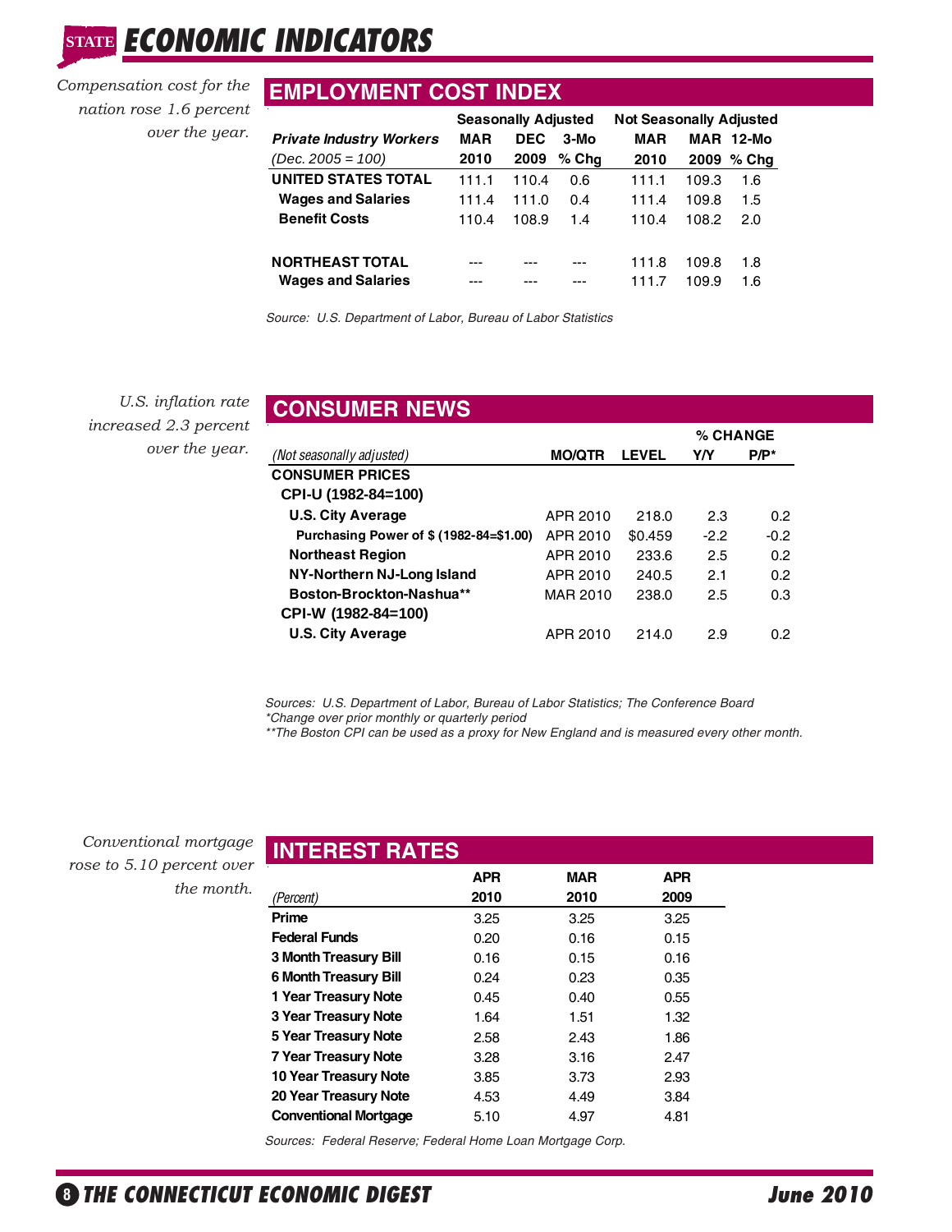# STATE ECONOMIC INDICATORS

*Compensation cost for the nation rose 1.6 percent over the year.*

## EMPLOYMENT COST INDEX

| Private Industry Workers | Seasonally Adjusted | | | Not Seasonally Adjusted | | |
|---|---|---|---|---|---|---|
| (Dec. 2005 = 100) | MAR 2010 | DEC 2009 | 3-Mo % Chg | MAR 2010 | MAR 2009 | 12-Mo % Chg |
| **UNITED STATES TOTAL** | 111.1 | 110.4 | 0.6 | 111.1 | 109.3 | 1.6 |
| **Wages and Salaries** | 111.4 | 111.0 | 0.4 | 111.4 | 109.8 | 1.5 |
| **Benefit Costs** | 110.4 | 108.9 | 1.4 | 110.4 | 108.2 | 2.0 |
| **NORTHEAST TOTAL** | --- | --- | --- | 111.8 | 109.8 | 1.8 |
| **Wages and Salaries** | --- | --- | --- | 111.7 | 109.9 | 1.6 |

*Source: U.S. Department of Labor, Bureau of Labor Statistics*

*U.S. inflation rate increased 2.3 percent over the year.*

## CONSUMER NEWS

| (Not seasonally adjusted) | MO/QTR | LEVEL | % CHANGE Y/Y | % CHANGE P/P* |
|---|---|---|---|---|
| **CONSUMER PRICES** | | | | |
| **CPI-U (1982-84=100)** | | | | |
| **U.S. City Average** | APR 2010 | 218.0 | 2.3 | 0.2 |
| **Purchasing Power of $ (1982-84=$1.00)** | APR 2010 | $0.459 | -2.2 | -0.2 |
| **Northeast Region** | APR 2010 | 233.6 | 2.5 | 0.2 |
| **NY-Northern NJ-Long Island** | APR 2010 | 240.5 | 2.1 | 0.2 |
| **Boston-Brockton-Nashua**** | MAR 2010 | 238.0 | 2.5 | 0.3 |
| **CPI-W (1982-84=100)** | | | | |
| **U.S. City Average** | APR 2010 | 214.0 | 2.9 | 0.2 |

*Sources: U.S. Department of Labor, Bureau of Labor Statistics; The Conference Board*
*\*Change over prior monthly or quarterly period*
*\*\*The Boston CPI can be used as a proxy for New England and is measured every other month.*

*Conventional mortgage rose to 5.10 percent over the month.*

## INTEREST RATES

| (Percent) | APR 2010 | MAR 2010 | APR 2009 |
|---|---|---|---|
| **Prime** | 3.25 | 3.25 | 3.25 |
| **Federal Funds** | 0.20 | 0.16 | 0.15 |
| **3 Month Treasury Bill** | 0.16 | 0.15 | 0.16 |
| **6 Month Treasury Bill** | 0.24 | 0.23 | 0.35 |
| **1 Year Treasury Note** | 0.45 | 0.40 | 0.55 |
| **3 Year Treasury Note** | 1.64 | 1.51 | 1.32 |
| **5 Year Treasury Note** | 2.58 | 2.43 | 1.86 |
| **7 Year Treasury Note** | 3.28 | 3.16 | 2.47 |
| **10 Year Treasury Note** | 3.85 | 3.73 | 2.93 |
| **20 Year Treasury Note** | 4.53 | 4.49 | 3.84 |
| **Conventional Mortgage** | 5.10 | 4.97 | 4.81 |

*Sources: Federal Reserve; Federal Home Loan Mortgage Corp.*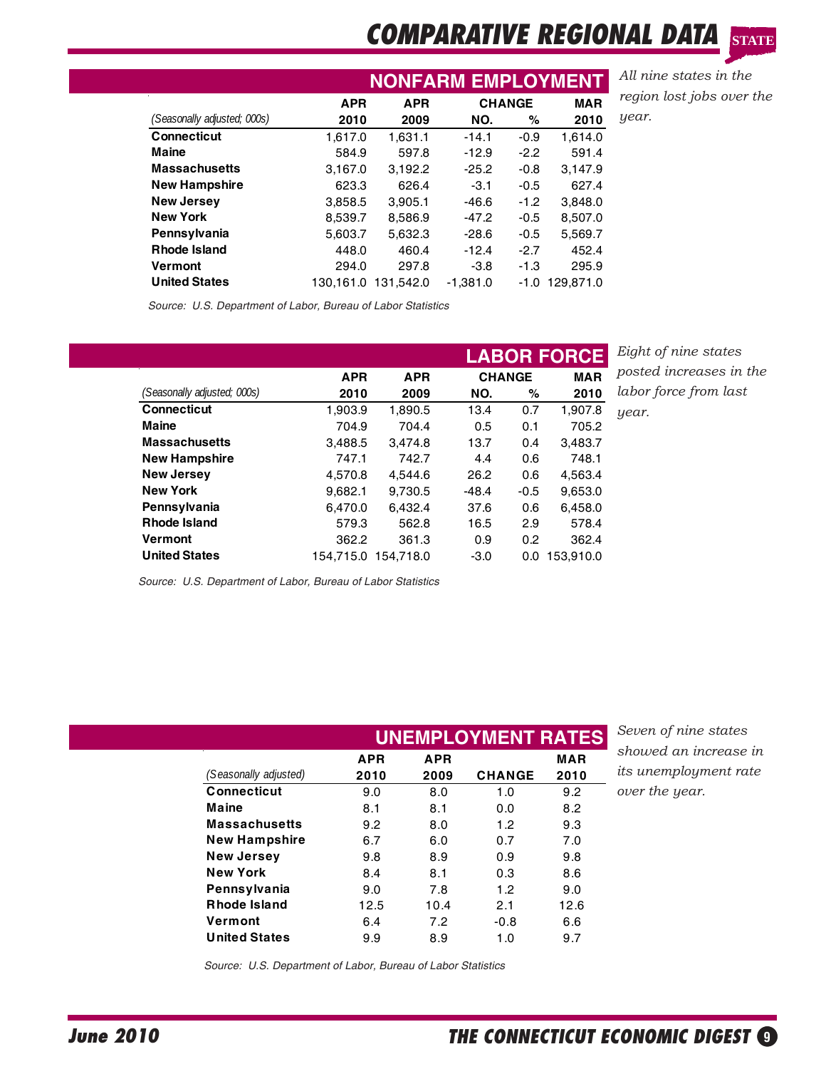# COMPARATIVE REGIONAL DATA

## NONFARM EMPLOYMENT

*All nine states in the region lost jobs over the year.*

| (Seasonally adjusted; 000s) | APR 2010 | APR 2009 | CHANGE NO. | CHANGE % | MAR 2010 |
|---|---|---|---|---|---|
| **Connecticut** | 1,617.0 | 1,631.1 | -14.1 | -0.9 | 1,614.0 |
| **Maine** | 584.9 | 597.8 | -12.9 | -2.2 | 591.4 |
| **Massachusetts** | 3,167.0 | 3,192.2 | -25.2 | -0.8 | 3,147.9 |
| **New Hampshire** | 623.3 | 626.4 | -3.1 | -0.5 | 627.4 |
| **New Jersey** | 3,858.5 | 3,905.1 | -46.6 | -1.2 | 3,848.0 |
| **New York** | 8,539.7 | 8,586.9 | -47.2 | -0.5 | 8,507.0 |
| **Pennsylvania** | 5,603.7 | 5,632.3 | -28.6 | -0.5 | 5,569.7 |
| **Rhode Island** | 448.0 | 460.4 | -12.4 | -2.7 | 452.4 |
| **Vermont** | 294.0 | 297.8 | -3.8 | -1.3 | 295.9 |
| **United States** | 130,161.0 | 131,542.0 | -1,381.0 | -1.0 | 129,871.0 |

*Source: U.S. Department of Labor, Bureau of Labor Statistics*

## LABOR FORCE

*Eight of nine states posted increases in the labor force from last year.*

| (Seasonally adjusted; 000s) | APR 2010 | APR 2009 | CHANGE NO. | CHANGE % | MAR 2010 |
|---|---|---|---|---|---|
| **Connecticut** | 1,903.9 | 1,890.5 | 13.4 | 0.7 | 1,907.8 |
| **Maine** | 704.9 | 704.4 | 0.5 | 0.1 | 705.2 |
| **Massachusetts** | 3,488.5 | 3,474.8 | 13.7 | 0.4 | 3,483.7 |
| **New Hampshire** | 747.1 | 742.7 | 4.4 | 0.6 | 748.1 |
| **New Jersey** | 4,570.8 | 4,544.6 | 26.2 | 0.6 | 4,563.4 |
| **New York** | 9,682.1 | 9,730.5 | -48.4 | -0.5 | 9,653.0 |
| **Pennsylvania** | 6,470.0 | 6,432.4 | 37.6 | 0.6 | 6,458.0 |
| **Rhode Island** | 579.3 | 562.8 | 16.5 | 2.9 | 578.4 |
| **Vermont** | 362.2 | 361.3 | 0.9 | 0.2 | 362.4 |
| **United States** | 154,715.0 | 154,718.0 | -3.0 | 0.0 | 153,910.0 |

*Source: U.S. Department of Labor, Bureau of Labor Statistics*

## UNEMPLOYMENT RATES

*Seven of nine states showed an increase in its unemployment rate over the year.*

| (Seasonally adjusted) | APR 2010 | APR 2009 | CHANGE | MAR 2010 |
|---|---|---|---|---|
| **Connecticut** | 9.0 | 8.0 | 1.0 | 9.2 |
| **Maine** | 8.1 | 8.1 | 0.0 | 8.2 |
| **Massachusetts** | 9.2 | 8.0 | 1.2 | 9.3 |
| **New Hampshire** | 6.7 | 6.0 | 0.7 | 7.0 |
| **New Jersey** | 9.8 | 8.9 | 0.9 | 9.8 |
| **New York** | 8.4 | 8.1 | 0.3 | 8.6 |
| **Pennsylvania** | 9.0 | 7.8 | 1.2 | 9.0 |
| **Rhode Island** | 12.5 | 10.4 | 2.1 | 12.6 |
| **Vermont** | 6.4 | 7.2 | -0.8 | 6.6 |
| **United States** | 9.9 | 8.9 | 1.0 | 9.7 |

*Source: U.S. Department of Labor, Bureau of Labor Statistics*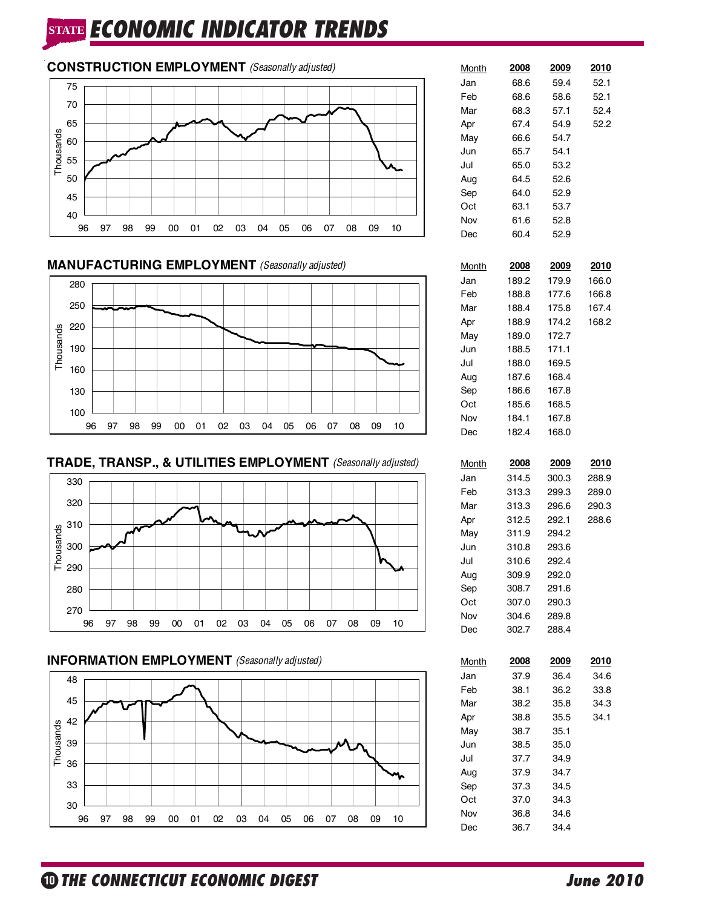# STATE ECONOMIC INDICATOR TRENDS

## CONSTRUCTION EMPLOYMENT *(Seasonally adjusted)*

| Month | 2008 | 2009 | 2010 |
|---|---|---|---|
| Jan | 68.6 | 59.4 | 52.1 |
| Feb | 68.6 | 58.6 | 52.1 |
| Mar | 68.3 | 57.1 | 52.4 |
| Apr | 67.4 | 54.9 | 52.2 |
| May | 66.6 | 54.7 | |
| Jun | 65.7 | 54.1 | |
| Jul | 65.0 | 53.2 | |
| Aug | 64.5 | 52.6 | |
| Sep | 64.0 | 52.9 | |
| Oct | 63.1 | 53.7 | |
| Nov | 61.6 | 52.8 | |
| Dec | 60.4 | 52.9 | |

## MANUFACTURING EMPLOYMENT *(Seasonally adjusted)*

| Month | 2008 | 2009 | 2010 |
|---|---|---|---|
| Jan | 189.2 | 179.9 | 166.0 |
| Feb | 188.8 | 177.6 | 166.8 |
| Mar | 188.4 | 175.8 | 167.4 |
| Apr | 188.9 | 174.2 | 168.2 |
| May | 189.0 | 172.7 | |
| Jun | 188.5 | 171.1 | |
| Jul | 188.0 | 169.5 | |
| Aug | 187.6 | 168.4 | |
| Sep | 186.6 | 167.8 | |
| Oct | 185.6 | 168.5 | |
| Nov | 184.1 | 167.8 | |
| Dec | 182.4 | 168.0 | |

## TRADE, TRANSP., & UTILITIES EMPLOYMENT *(Seasonally adjusted)*

| Month | 2008 | 2009 | 2010 |
|---|---|---|---|
| Jan | 314.5 | 300.3 | 288.9 |
| Feb | 313.3 | 299.3 | 289.0 |
| Mar | 313.3 | 296.6 | 290.3 |
| Apr | 312.5 | 292.1 | 288.6 |
| May | 311.9 | 294.2 | |
| Jun | 310.8 | 293.6 | |
| Jul | 310.6 | 292.4 | |
| Aug | 309.9 | 292.0 | |
| Sep | 308.7 | 291.6 | |
| Oct | 307.0 | 290.3 | |
| Nov | 304.6 | 289.8 | |
| Dec | 302.7 | 288.4 | |

## INFORMATION EMPLOYMENT *(Seasonally adjusted)*

| Month | 2008 | 2009 | 2010 |
|---|---|---|---|
| Jan | 37.9 | 36.4 | 34.6 |
| Feb | 38.1 | 36.2 | 33.8 |
| Mar | 38.2 | 35.8 | 34.3 |
| Apr | 38.8 | 35.5 | 34.1 |
| May | 38.7 | 35.1 | |
| Jun | 38.5 | 35.0 | |
| Jul | 37.7 | 34.9 | |
| Aug | 37.9 | 34.7 | |
| Sep | 37.3 | 34.5 | |
| Oct | 37.0 | 34.3 | |
| Nov | 36.8 | 34.6 | |
| Dec | 36.7 | 34.4 | |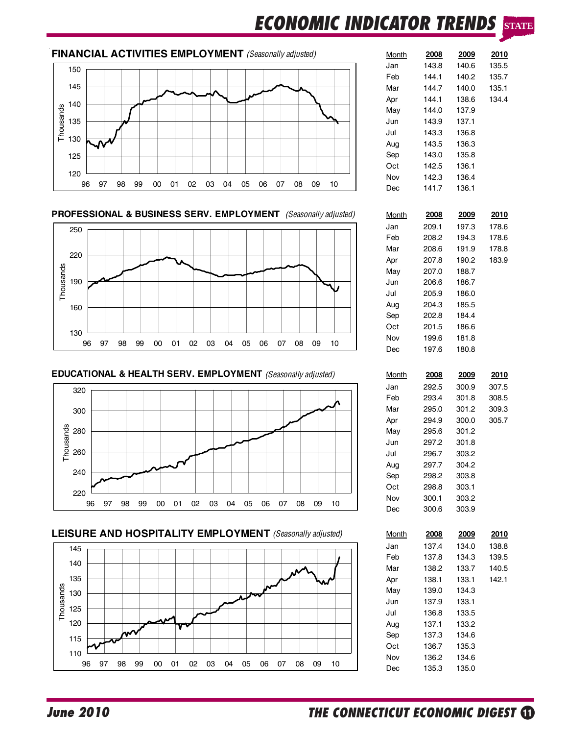# ECONOMIC INDICATOR TRENDS

## FINANCIAL ACTIVITIES EMPLOYMENT *(Seasonally adjusted)*

| Month | 2008 | 2009 | 2010 |
|---|---|---|---|
| Jan | 143.8 | 140.6 | 135.5 |
| Feb | 144.1 | 140.2 | 135.7 |
| Mar | 144.7 | 140.0 | 135.1 |
| Apr | 144.1 | 138.6 | 134.4 |
| May | 144.0 | 137.9 | |
| Jun | 143.9 | 137.1 | |
| Jul | 143.3 | 136.8 | |
| Aug | 143.5 | 136.3 | |
| Sep | 143.0 | 135.8 | |
| Oct | 142.5 | 136.1 | |
| Nov | 142.3 | 136.4 | |
| Dec | 141.7 | 136.1 | |

## PROFESSIONAL & BUSINESS SERV. EMPLOYMENT *(Seasonally adjusted)*

| Month | 2008 | 2009 | 2010 |
|---|---|---|---|
| Jan | 209.1 | 197.3 | 178.6 |
| Feb | 208.2 | 194.3 | 178.6 |
| Mar | 208.6 | 191.9 | 178.8 |
| Apr | 207.8 | 190.2 | 183.9 |
| May | 207.0 | 188.7 | |
| Jun | 206.6 | 186.7 | |
| Jul | 205.9 | 186.0 | |
| Aug | 204.3 | 185.5 | |
| Sep | 202.8 | 184.4 | |
| Oct | 201.5 | 186.6 | |
| Nov | 199.6 | 181.8 | |
| Dec | 197.6 | 180.8 | |

## EDUCATIONAL & HEALTH SERV. EMPLOYMENT *(Seasonally adjusted)*

| Month | 2008 | 2009 | 2010 |
|---|---|---|---|
| Jan | 292.5 | 300.9 | 307.5 |
| Feb | 293.4 | 301.8 | 308.5 |
| Mar | 295.0 | 301.2 | 309.3 |
| Apr | 294.9 | 300.0 | 305.7 |
| May | 295.6 | 301.2 | |
| Jun | 297.2 | 301.8 | |
| Jul | 296.7 | 303.2 | |
| Aug | 297.7 | 304.2 | |
| Sep | 298.2 | 303.8 | |
| Oct | 298.8 | 303.1 | |
| Nov | 300.1 | 303.2 | |
| Dec | 300.6 | 303.9 | |

## LEISURE AND HOSPITALITY EMPLOYMENT *(Seasonally adjusted)*

| Month | 2008 | 2009 | 2010 |
|---|---|---|---|
| Jan | 137.4 | 134.0 | 138.8 |
| Feb | 137.8 | 134.3 | 139.5 |
| Mar | 138.2 | 133.7 | 140.5 |
| Apr | 138.1 | 133.1 | 142.1 |
| May | 139.0 | 134.3 | |
| Jun | 137.9 | 133.1 | |
| Jul | 136.8 | 133.5 | |
| Aug | 137.1 | 133.2 | |
| Sep | 137.3 | 134.6 | |
| Oct | 136.7 | 135.3 | |
| Nov | 136.2 | 134.6 | |
| Dec | 135.3 | 135.0 | |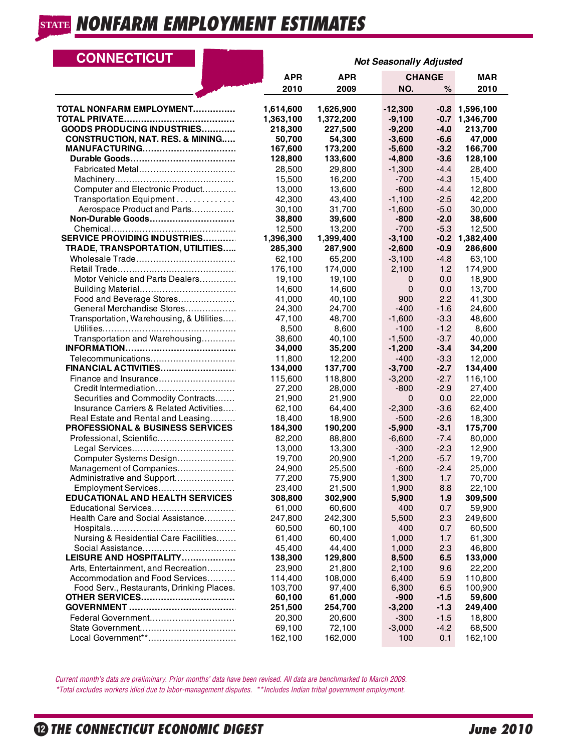# STATE NONFARM EMPLOYMENT ESTIMATES

## CONNECTICUT

*Not Seasonally Adjusted*

| | APR 2010 | APR 2009 | CHANGE NO. | CHANGE % | MAR 2010 |
|---|---|---|---|---|---|
| **TOTAL NONFARM EMPLOYMENT** | **1,614,600** | **1,626,900** | **-12,300** | **-0.8** | **1,596,100** |
| **TOTAL PRIVATE** | **1,363,100** | **1,372,200** | **-9,100** | **-0.7** | **1,346,700** |
| **GOODS PRODUCING INDUSTRIES** | **218,300** | **227,500** | **-9,200** | **-4.0** | **213,700** |
| **CONSTRUCTION, NAT. RES. & MINING** | **50,700** | **54,300** | **-3,600** | **-6.6** | **47,000** |
| **MANUFACTURING** | **167,600** | **173,200** | **-5,600** | **-3.2** | **166,700** |
| **Durable Goods** | **128,800** | **133,600** | **-4,800** | **-3.6** | **128,100** |
| Fabricated Metal | 28,500 | 29,800 | -1,300 | -4.4 | 28,400 |
| Machinery | 15,500 | 16,200 | -700 | -4.3 | 15,400 |
| Computer and Electronic Product | 13,000 | 13,600 | -600 | -4.4 | 12,800 |
| Transportation Equipment | 42,300 | 43,400 | -1,100 | -2.5 | 42,200 |
| Aerospace Product and Parts | 30,100 | 31,700 | -1,600 | -5.0 | 30,000 |
| **Non-Durable Goods** | **38,800** | **39,600** | **-800** | **-2.0** | **38,600** |
| Chemical | 12,500 | 13,200 | -700 | -5.3 | 12,500 |
| **SERVICE PROVIDING INDUSTRIES** | **1,396,300** | **1,399,400** | **-3,100** | **-0.2** | **1,382,400** |
| **TRADE, TRANSPORTATION, UTILITIES** | **285,300** | **287,900** | **-2,600** | **-0.9** | **286,600** |
| Wholesale Trade | 62,100 | 65,200 | -3,100 | -4.8 | 63,100 |
| Retail Trade | 176,100 | 174,000 | 2,100 | 1.2 | 174,900 |
| Motor Vehicle and Parts Dealers | 19,100 | 19,100 | 0 | 0.0 | 18,900 |
| Building Material | 14,600 | 14,600 | 0 | 0.0 | 13,700 |
| Food and Beverage Stores | 41,000 | 40,100 | 900 | 2.2 | 41,300 |
| General Merchandise Stores | 24,300 | 24,700 | -400 | -1.6 | 24,600 |
| Transportation, Warehousing, & Utilities | 47,100 | 48,700 | -1,600 | -3.3 | 48,600 |
| Utilities | 8,500 | 8,600 | -100 | -1.2 | 8,600 |
| Transportation and Warehousing | 38,600 | 40,100 | -1,500 | -3.7 | 40,000 |
| **INFORMATION** | **34,000** | **35,200** | **-1,200** | **-3.4** | **34,200** |
| Telecommunications | 11,800 | 12,200 | -400 | -3.3 | 12,000 |
| **FINANCIAL ACTIVITIES** | **134,000** | **137,700** | **-3,700** | **-2.7** | **134,400** |
| Finance and Insurance | 115,600 | 118,800 | -3,200 | -2.7 | 116,100 |
| Credit Intermediation | 27,200 | 28,000 | -800 | -2.9 | 27,400 |
| Securities and Commodity Contracts | 21,900 | 21,900 | 0 | 0.0 | 22,000 |
| Insurance Carriers & Related Activities | 62,100 | 64,400 | -2,300 | -3.6 | 62,400 |
| Real Estate and Rental and Leasing | 18,400 | 18,900 | -500 | -2.6 | 18,300 |
| **PROFESSIONAL & BUSINESS SERVICES** | **184,300** | **190,200** | **-5,900** | **-3.1** | **175,700** |
| Professional, Scientific | 82,200 | 88,800 | -6,600 | -7.4 | 80,000 |
| Legal Services | 13,000 | 13,300 | -300 | -2.3 | 12,900 |
| Computer Systems Design | 19,700 | 20,900 | -1,200 | -5.7 | 19,700 |
| Management of Companies | 24,900 | 25,500 | -600 | -2.4 | 25,000 |
| Administrative and Support | 77,200 | 75,900 | 1,300 | 1.7 | 70,700 |
| Employment Services | 23,400 | 21,500 | 1,900 | 8.8 | 22,100 |
| **EDUCATIONAL AND HEALTH SERVICES** | **308,800** | **302,900** | **5,900** | **1.9** | **309,500** |
| Educational Services | 61,000 | 60,600 | 400 | 0.7 | 59,900 |
| Health Care and Social Assistance | 247,800 | 242,300 | 5,500 | 2.3 | 249,600 |
| Hospitals | 60,500 | 60,100 | 400 | 0.7 | 60,500 |
| Nursing & Residential Care Facilities | 61,400 | 60,400 | 1,000 | 1.7 | 61,300 |
| Social Assistance | 45,400 | 44,400 | 1,000 | 2.3 | 46,800 |
| **LEISURE AND HOSPITALITY** | **138,300** | **129,800** | **8,500** | **6.5** | **133,000** |
| Arts, Entertainment, and Recreation | 23,900 | 21,800 | 2,100 | 9.6 | 22,200 |
| Accommodation and Food Services | 114,400 | 108,000 | 6,400 | 5.9 | 110,800 |
| Food Serv., Restaurants, Drinking Places | 103,700 | 97,400 | 6,300 | 6.5 | 100,900 |
| **OTHER SERVICES** | **60,100** | **61,000** | **-900** | **-1.5** | **59,600** |
| **GOVERNMENT** | **251,500** | **254,700** | **-3,200** | **-1.3** | **249,400** |
| Federal Government | 20,300 | 20,600 | -300 | -1.5 | 18,800 |
| State Government | 69,100 | 72,100 | -3,000 | -4.2 | 68,500 |
| Local Government** | 162,100 | 162,000 | 100 | 0.1 | 162,100 |

*Current month's data are preliminary. Prior months' data have been revised. All data are benchmarked to March 2009.*
*Total excludes workers idled due to labor-management disputes. **Includes Indian tribal government employment.*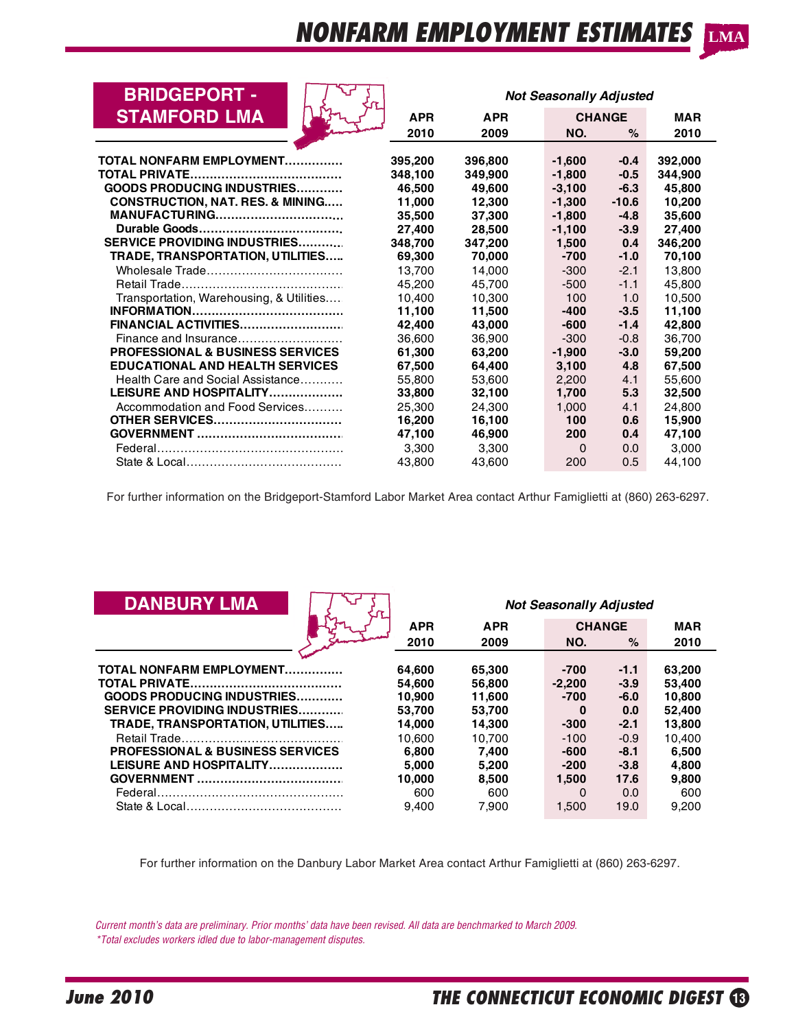# NONFARM EMPLOYMENT ESTIMATES

## BRIDGEPORT - STAMFORD LMA

| | APR 2010 | APR 2009 | CHANGE NO. | CHANGE % | MAR 2010 |
|---|---|---|---|---|---|
| | *Not Seasonally Adjusted* | | | | |
| **TOTAL NONFARM EMPLOYMENT** | **395,200** | **396,800** | **-1,600** | **-0.4** | **392,000** |
| **TOTAL PRIVATE** | **348,100** | **349,900** | **-1,800** | **-0.5** | **344,900** |
| **GOODS PRODUCING INDUSTRIES** | **46,500** | **49,600** | **-3,100** | **-6.3** | **45,800** |
| **CONSTRUCTION, NAT. RES. & MINING** | **11,000** | **12,300** | **-1,300** | **-10.6** | **10,200** |
| **MANUFACTURING** | **35,500** | **37,300** | **-1,800** | **-4.8** | **35,600** |
| **Durable Goods** | **27,400** | **28,500** | **-1,100** | **-3.9** | **27,400** |
| **SERVICE PROVIDING INDUSTRIES** | **348,700** | **347,200** | **1,500** | **0.4** | **346,200** |
| **TRADE, TRANSPORTATION, UTILITIES** | **69,300** | **70,000** | **-700** | **-1.0** | **70,100** |
| Wholesale Trade | 13,700 | 14,000 | -300 | -2.1 | 13,800 |
| Retail Trade | 45,200 | 45,700 | -500 | -1.1 | 45,800 |
| Transportation, Warehousing, & Utilities | 10,400 | 10,300 | 100 | 1.0 | 10,500 |
| **INFORMATION** | **11,100** | **11,500** | **-400** | **-3.5** | **11,100** |
| **FINANCIAL ACTIVITIES** | **42,400** | **43,000** | **-600** | **-1.4** | **42,800** |
| Finance and Insurance | 36,600 | 36,900 | -300 | -0.8 | 36,700 |
| **PROFESSIONAL & BUSINESS SERVICES** | **61,300** | **63,200** | **-1,900** | **-3.0** | **59,200** |
| **EDUCATIONAL AND HEALTH SERVICES** | **67,500** | **64,400** | **3,100** | **4.8** | **67,500** |
| Health Care and Social Assistance | 55,800 | 53,600 | 2,200 | 4.1 | 55,600 |
| **LEISURE AND HOSPITALITY** | **33,800** | **32,100** | **1,700** | **5.3** | **32,500** |
| Accommodation and Food Services | 25,300 | 24,300 | 1,000 | 4.1 | 24,800 |
| **OTHER SERVICES** | **16,200** | **16,100** | **100** | **0.6** | **15,900** |
| **GOVERNMENT** | **47,100** | **46,900** | **200** | **0.4** | **47,100** |
| Federal | 3,300 | 3,300 | 0 | 0.0 | 3,000 |
| State & Local | 43,800 | 43,600 | 200 | 0.5 | 44,100 |

For further information on the Bridgeport-Stamford Labor Market Area contact Arthur Famiglietti at (860) 263-6297.

## DANBURY LMA

| | APR 2010 | APR 2009 | CHANGE NO. | CHANGE % | MAR 2010 |
|---|---|---|---|---|---|
| | *Not Seasonally Adjusted* | | | | |
| **TOTAL NONFARM EMPLOYMENT** | **64,600** | **65,300** | **-700** | **-1.1** | **63,200** |
| **TOTAL PRIVATE** | **54,600** | **56,800** | **-2,200** | **-3.9** | **53,400** |
| **GOODS PRODUCING INDUSTRIES** | **10,900** | **11,600** | **-700** | **-6.0** | **10,800** |
| **SERVICE PROVIDING INDUSTRIES** | **53,700** | **53,700** | **0** | **0.0** | **52,400** |
| **TRADE, TRANSPORTATION, UTILITIES** | **14,000** | **14,300** | **-300** | **-2.1** | **13,800** |
| Retail Trade | 10,600 | 10,700 | -100 | -0.9 | 10,400 |
| **PROFESSIONAL & BUSINESS SERVICES** | **6,800** | **7,400** | **-600** | **-8.1** | **6,500** |
| **LEISURE AND HOSPITALITY** | **5,000** | **5,200** | **-200** | **-3.8** | **4,800** |
| **GOVERNMENT** | **10,000** | **8,500** | **1,500** | **17.6** | **9,800** |
| Federal | 600 | 600 | 0 | 0.0 | 600 |
| State & Local | 9,400 | 7,900 | 1,500 | 19.0 | 9,200 |

For further information on the Danbury Labor Market Area contact Arthur Famiglietti at (860) 263-6297.

*Current month's data are preliminary. Prior months' data have been revised. All data are benchmarked to March 2009.*
*\*Total excludes workers idled due to labor-management disputes.*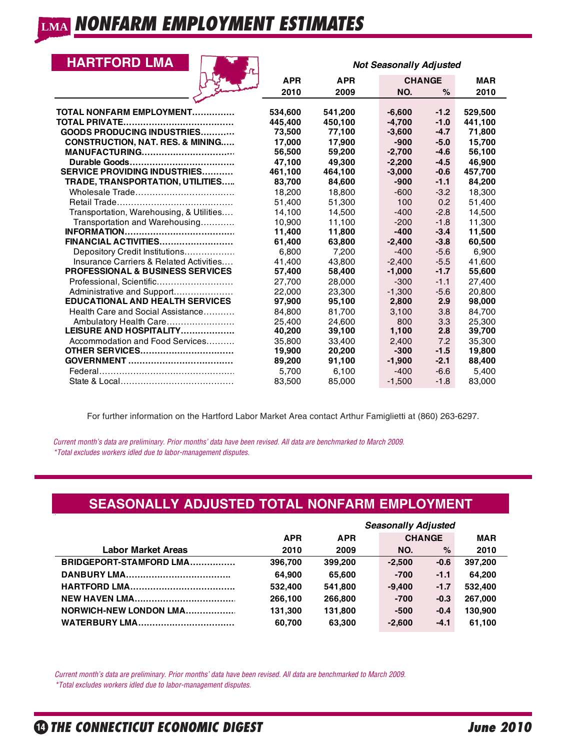# NONFARM EMPLOYMENT ESTIMATES

## HARTFORD LMA

*Not Seasonally Adjusted*

| | APR 2010 | APR 2009 | CHANGE NO. | CHANGE % | MAR 2010 |
|---|---|---|---|---|---|
| **TOTAL NONFARM EMPLOYMENT** | **534,600** | **541,200** | **-6,600** | **-1.2** | **529,500** |
| **TOTAL PRIVATE** | **445,400** | **450,100** | **-4,700** | **-1.0** | **441,100** |
| **GOODS PRODUCING INDUSTRIES** | **73,500** | **77,100** | **-3,600** | **-4.7** | **71,800** |
| **CONSTRUCTION, NAT. RES. & MINING** | **17,000** | **17,900** | **-900** | **-5.0** | **15,700** |
| **MANUFACTURING** | **56,500** | **59,200** | **-2,700** | **-4.6** | **56,100** |
| **Durable Goods** | **47,100** | **49,300** | **-2,200** | **-4.5** | **46,900** |
| **SERVICE PROVIDING INDUSTRIES** | **461,100** | **464,100** | **-3,000** | **-0.6** | **457,700** |
| **TRADE, TRANSPORTATION, UTILITIES** | **83,700** | **84,600** | **-900** | **-1.1** | **84,200** |
| Wholesale Trade | 18,200 | 18,800 | -600 | -3.2 | 18,300 |
| Retail Trade | 51,400 | 51,300 | 100 | 0.2 | 51,400 |
| Transportation, Warehousing, & Utilities | 14,100 | 14,500 | -400 | -2.8 | 14,500 |
| Transportation and Warehousing | 10,900 | 11,100 | -200 | -1.8 | 11,300 |
| **INFORMATION** | **11,400** | **11,800** | **-400** | **-3.4** | **11,500** |
| **FINANCIAL ACTIVITIES** | **61,400** | **63,800** | **-2,400** | **-3.8** | **60,500** |
| Depository Credit Institutions | 6,800 | 7,200 | -400 | -5.6 | 6,900 |
| Insurance Carriers & Related Activities | 41,400 | 43,800 | -2,400 | -5.5 | 41,600 |
| **PROFESSIONAL & BUSINESS SERVICES** | **57,400** | **58,400** | **-1,000** | **-1.7** | **55,600** |
| Professional, Scientific | 27,700 | 28,000 | -300 | -1.1 | 27,400 |
| Administrative and Support | 22,000 | 23,300 | -1,300 | -5.6 | 20,800 |
| **EDUCATIONAL AND HEALTH SERVICES** | **97,900** | **95,100** | **2,800** | **2.9** | **98,000** |
| Health Care and Social Assistance | 84,800 | 81,700 | 3,100 | 3.8 | 84,700 |
| Ambulatory Health Care | 25,400 | 24,600 | 800 | 3.3 | 25,300 |
| **LEISURE AND HOSPITALITY** | **40,200** | **39,100** | **1,100** | **2.8** | **39,700** |
| Accommodation and Food Services | 35,800 | 33,400 | 2,400 | 7.2 | 35,300 |
| **OTHER SERVICES** | **19,900** | **20,200** | **-300** | **-1.5** | **19,800** |
| **GOVERNMENT** | **89,200** | **91,100** | **-1,900** | **-2.1** | **88,400** |
| Federal | 5,700 | 6,100 | -400 | -6.6 | 5,400 |
| State & Local | 83,500 | 85,000 | -1,500 | -1.8 | 83,000 |

For further information on the Hartford Labor Market Area contact Arthur Famiglietti at (860) 263-6297.

*Current month's data are preliminary. Prior months' data have been revised. All data are benchmarked to March 2009.*
*\*Total excludes workers idled due to labor-management disputes.*

## SEASONALLY ADJUSTED TOTAL NONFARM EMPLOYMENT

*Seasonally Adjusted*

| Labor Market Areas | APR 2010 | APR 2009 | CHANGE NO. | CHANGE % | MAR 2010 |
|---|---|---|---|---|---|
| **BRIDGEPORT-STAMFORD LMA** | **396,700** | **399,200** | **-2,500** | **-0.6** | **397,200** |
| **DANBURY LMA** | **64,900** | **65,600** | **-700** | **-1.1** | **64,200** |
| **HARTFORD LMA** | **532,400** | **541,800** | **-9,400** | **-1.7** | **532,400** |
| **NEW HAVEN LMA** | **266,100** | **266,800** | **-700** | **-0.3** | **267,000** |
| **NORWICH-NEW LONDON LMA** | **131,300** | **131,800** | **-500** | **-0.4** | **130,900** |
| **WATERBURY LMA** | **60,700** | **63,300** | **-2,600** | **-4.1** | **61,100** |

*Current month's data are preliminary. Prior months' data have been revised. All data are benchmarked to March 2009.*
*\*Total excludes workers idled due to labor-management disputes.*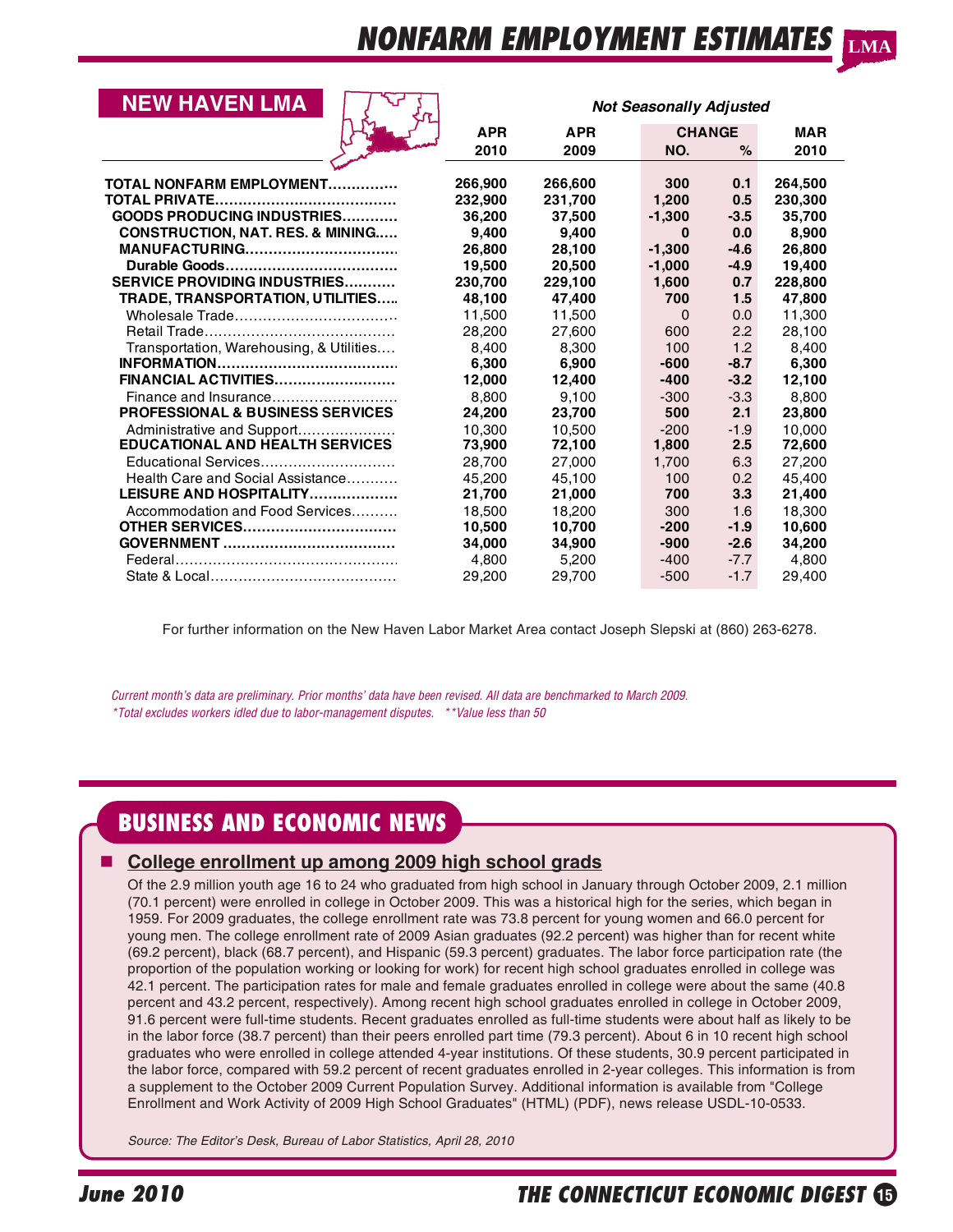# NONFARM EMPLOYMENT ESTIMATES

## NEW HAVEN LMA

*Not Seasonally Adjusted*

| | APR 2010 | APR 2009 | CHANGE NO. | CHANGE % | MAR 2010 |
|---|---|---|---|---|---|
| **TOTAL NONFARM EMPLOYMENT** | **266,900** | **266,600** | **300** | **0.1** | **264,500** |
| **TOTAL PRIVATE** | **232,900** | **231,700** | **1,200** | **0.5** | **230,300** |
| **GOODS PRODUCING INDUSTRIES** | **36,200** | **37,500** | **-1,300** | **-3.5** | **35,700** |
| **CONSTRUCTION, NAT. RES. & MINING** | **9,400** | **9,400** | **0** | **0.0** | **8,900** |
| **MANUFACTURING** | **26,800** | **28,100** | **-1,300** | **-4.6** | **26,800** |
| **Durable Goods** | **19,500** | **20,500** | **-1,000** | **-4.9** | **19,400** |
| **SERVICE PROVIDING INDUSTRIES** | **230,700** | **229,100** | **1,600** | **0.7** | **228,800** |
| **TRADE, TRANSPORTATION, UTILITIES** | **48,100** | **47,400** | **700** | **1.5** | **47,800** |
| Wholesale Trade | 11,500 | 11,500 | 0 | 0.0 | 11,300 |
| Retail Trade | 28,200 | 27,600 | 600 | 2.2 | 28,100 |
| Transportation, Warehousing, & Utilities | 8,400 | 8,300 | 100 | 1.2 | 8,400 |
| **INFORMATION** | **6,300** | **6,900** | **-600** | **-8.7** | **6,300** |
| **FINANCIAL ACTIVITIES** | **12,000** | **12,400** | **-400** | **-3.2** | **12,100** |
| Finance and Insurance | 8,800 | 9,100 | -300 | -3.3 | 8,800 |
| **PROFESSIONAL & BUSINESS SERVICES** | **24,200** | **23,700** | **500** | **2.1** | **23,800** |
| Administrative and Support | 10,300 | 10,500 | -200 | -1.9 | 10,000 |
| **EDUCATIONAL AND HEALTH SERVICES** | **73,900** | **72,100** | **1,800** | **2.5** | **72,600** |
| Educational Services | 28,700 | 27,000 | 1,700 | 6.3 | 27,200 |
| Health Care and Social Assistance | 45,200 | 45,100 | 100 | 0.2 | 45,400 |
| **LEISURE AND HOSPITALITY** | **21,700** | **21,000** | **700** | **3.3** | **21,400** |
| Accommodation and Food Services | 18,500 | 18,200 | 300 | 1.6 | 18,300 |
| **OTHER SERVICES** | **10,500** | **10,700** | **-200** | **-1.9** | **10,600** |
| **GOVERNMENT** | **34,000** | **34,900** | **-900** | **-2.6** | **34,200** |
| Federal | 4,800 | 5,200 | -400 | -7.7 | 4,800 |
| State & Local | 29,200 | 29,700 | -500 | -1.7 | 29,400 |

For further information on the New Haven Labor Market Area contact Joseph Slepski at (860) 263-6278.

*Current month's data are preliminary. Prior months' data have been revised. All data are benchmarked to March 2009.*
*\*Total excludes workers idled due to labor-management disputes. \*\*Value less than 50*

## BUSINESS AND ECONOMIC NEWS

### College enrollment up among 2009 high school grads

Of the 2.9 million youth age 16 to 24 who graduated from high school in January through October 2009, 2.1 million (70.1 percent) were enrolled in college in October 2009. This was a historical high for the series, which began in 1959. For 2009 graduates, the college enrollment rate was 73.8 percent for young women and 66.0 percent for young men. The college enrollment rate of 2009 Asian graduates (92.2 percent) was higher than for recent white (69.2 percent), black (68.7 percent), and Hispanic (59.3 percent) graduates. The labor force participation rate (the proportion of the population working or looking for work) for recent high school graduates enrolled in college was 42.1 percent. The participation rates for male and female graduates enrolled in college were about the same (40.8 percent and 43.2 percent, respectively). Among recent high school graduates enrolled in college in October 2009, 91.6 percent were full-time students. Recent graduates enrolled as full-time students were about half as likely to be in the labor force (38.7 percent) than their peers enrolled part time (79.3 percent). About 6 in 10 recent high school graduates who were enrolled in college attended 4-year institutions. Of these students, 30.9 percent participated in the labor force, compared with 59.2 percent of recent graduates enrolled in 2-year colleges. This information is from a supplement to the October 2009 Current Population Survey. Additional information is available from "College Enrollment and Work Activity of 2009 High School Graduates" (HTML) (PDF), news release USDL-10-0533.

*Source: The Editor's Desk, Bureau of Labor Statistics, April 28, 2010*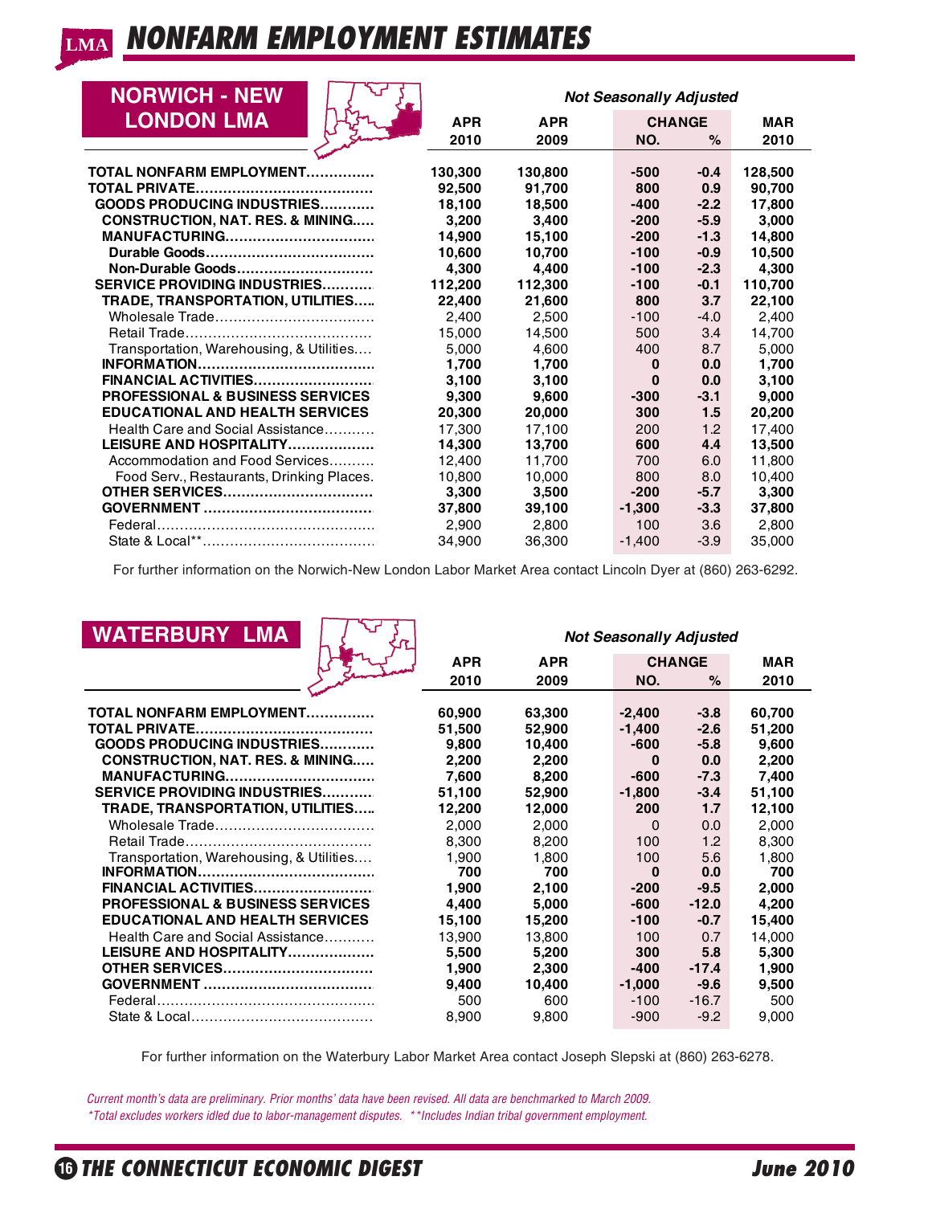# NONFARM EMPLOYMENT ESTIMATES

## NORWICH - NEW LONDON LMA

*Not Seasonally Adjusted*

| | APR 2010 | APR 2009 | CHANGE NO. | CHANGE % | MAR 2010 |
|---|---|---|---|---|---|
| **TOTAL NONFARM EMPLOYMENT** | **130,300** | **130,800** | **-500** | **-0.4** | **128,500** |
| **TOTAL PRIVATE** | **92,500** | **91,700** | **800** | **0.9** | **90,700** |
| **GOODS PRODUCING INDUSTRIES** | **18,100** | **18,500** | **-400** | **-2.2** | **17,800** |
| **CONSTRUCTION, NAT. RES. & MINING** | **3,200** | **3,400** | **-200** | **-5.9** | **3,000** |
| **MANUFACTURING** | **14,900** | **15,100** | **-200** | **-1.3** | **14,800** |
| **Durable Goods** | **10,600** | **10,700** | **-100** | **-0.9** | **10,500** |
| **Non-Durable Goods** | **4,300** | **4,400** | **-100** | **-2.3** | **4,300** |
| **SERVICE PROVIDING INDUSTRIES** | **112,200** | **112,300** | **-100** | **-0.1** | **110,700** |
| **TRADE, TRANSPORTATION, UTILITIES** | **22,400** | **21,600** | **800** | **3.7** | **22,100** |
| Wholesale Trade | 2,400 | 2,500 | -100 | -4.0 | 2,400 |
| Retail Trade | 15,000 | 14,500 | 500 | 3.4 | 14,700 |
| Transportation, Warehousing, & Utilities | 5,000 | 4,600 | 400 | 8.7 | 5,000 |
| **INFORMATION** | **1,700** | **1,700** | **0** | **0.0** | **1,700** |
| **FINANCIAL ACTIVITIES** | **3,100** | **3,100** | **0** | **0.0** | **3,100** |
| **PROFESSIONAL & BUSINESS SERVICES** | **9,300** | **9,600** | **-300** | **-3.1** | **9,000** |
| **EDUCATIONAL AND HEALTH SERVICES** | **20,300** | **20,000** | **300** | **1.5** | **20,200** |
| Health Care and Social Assistance | 17,300 | 17,100 | 200 | 1.2 | 17,400 |
| **LEISURE AND HOSPITALITY** | **14,300** | **13,700** | **600** | **4.4** | **13,500** |
| Accommodation and Food Services | 12,400 | 11,700 | 700 | 6.0 | 11,800 |
| Food Serv., Restaurants, Drinking Places. | 10,800 | 10,000 | 800 | 8.0 | 10,400 |
| **OTHER SERVICES** | **3,300** | **3,500** | **-200** | **-5.7** | **3,300** |
| **GOVERNMENT** | **37,800** | **39,100** | **-1,300** | **-3.3** | **37,800** |
| Federal | 2,900 | 2,800 | 100 | 3.6 | 2,800 |
| State & Local** | 34,900 | 36,300 | -1,400 | -3.9 | 35,000 |

For further information on the Norwich-New London Labor Market Area contact Lincoln Dyer at (860) 263-6292.

## WATERBURY LMA

*Not Seasonally Adjusted*

| | APR 2010 | APR 2009 | CHANGE NO. | CHANGE % | MAR 2010 |
|---|---|---|---|---|---|
| **TOTAL NONFARM EMPLOYMENT** | **60,900** | **63,300** | **-2,400** | **-3.8** | **60,700** |
| **TOTAL PRIVATE** | **51,500** | **52,900** | **-1,400** | **-2.6** | **51,200** |
| **GOODS PRODUCING INDUSTRIES** | **9,800** | **10,400** | **-600** | **-5.8** | **9,600** |
| **CONSTRUCTION, NAT. RES. & MINING** | **2,200** | **2,200** | **0** | **0.0** | **2,200** |
| **MANUFACTURING** | **7,600** | **8,200** | **-600** | **-7.3** | **7,400** |
| **SERVICE PROVIDING INDUSTRIES** | **51,100** | **52,900** | **-1,800** | **-3.4** | **51,100** |
| **TRADE, TRANSPORTATION, UTILITIES** | **12,200** | **12,000** | **200** | **1.7** | **12,100** |
| Wholesale Trade | 2,000 | 2,000 | 0 | 0.0 | 2,000 |
| Retail Trade | 8,300 | 8,200 | 100 | 1.2 | 8,300 |
| Transportation, Warehousing, & Utilities | 1,900 | 1,800 | 100 | 5.6 | 1,800 |
| **INFORMATION** | **700** | **700** | **0** | **0.0** | **700** |
| **FINANCIAL ACTIVITIES** | **1,900** | **2,100** | **-200** | **-9.5** | **2,000** |
| **PROFESSIONAL & BUSINESS SERVICES** | **4,400** | **5,000** | **-600** | **-12.0** | **4,200** |
| **EDUCATIONAL AND HEALTH SERVICES** | **15,100** | **15,200** | **-100** | **-0.7** | **15,400** |
| Health Care and Social Assistance | 13,900 | 13,800 | 100 | 0.7 | 14,000 |
| **LEISURE AND HOSPITALITY** | **5,500** | **5,200** | **300** | **5.8** | **5,300** |
| **OTHER SERVICES** | **1,900** | **2,300** | **-400** | **-17.4** | **1,900** |
| **GOVERNMENT** | **9,400** | **10,400** | **-1,000** | **-9.6** | **9,500** |
| Federal | 500 | 600 | -100 | -16.7 | 500 |
| State & Local | 8,900 | 9,800 | -900 | -9.2 | 9,000 |

For further information on the Waterbury Labor Market Area contact Joseph Slepski at (860) 263-6278.

*Current month's data are preliminary. Prior months' data have been revised. All data are benchmarked to March 2009.*
*\*Total excludes workers idled due to labor-management disputes. \*\*Includes Indian tribal government employment.*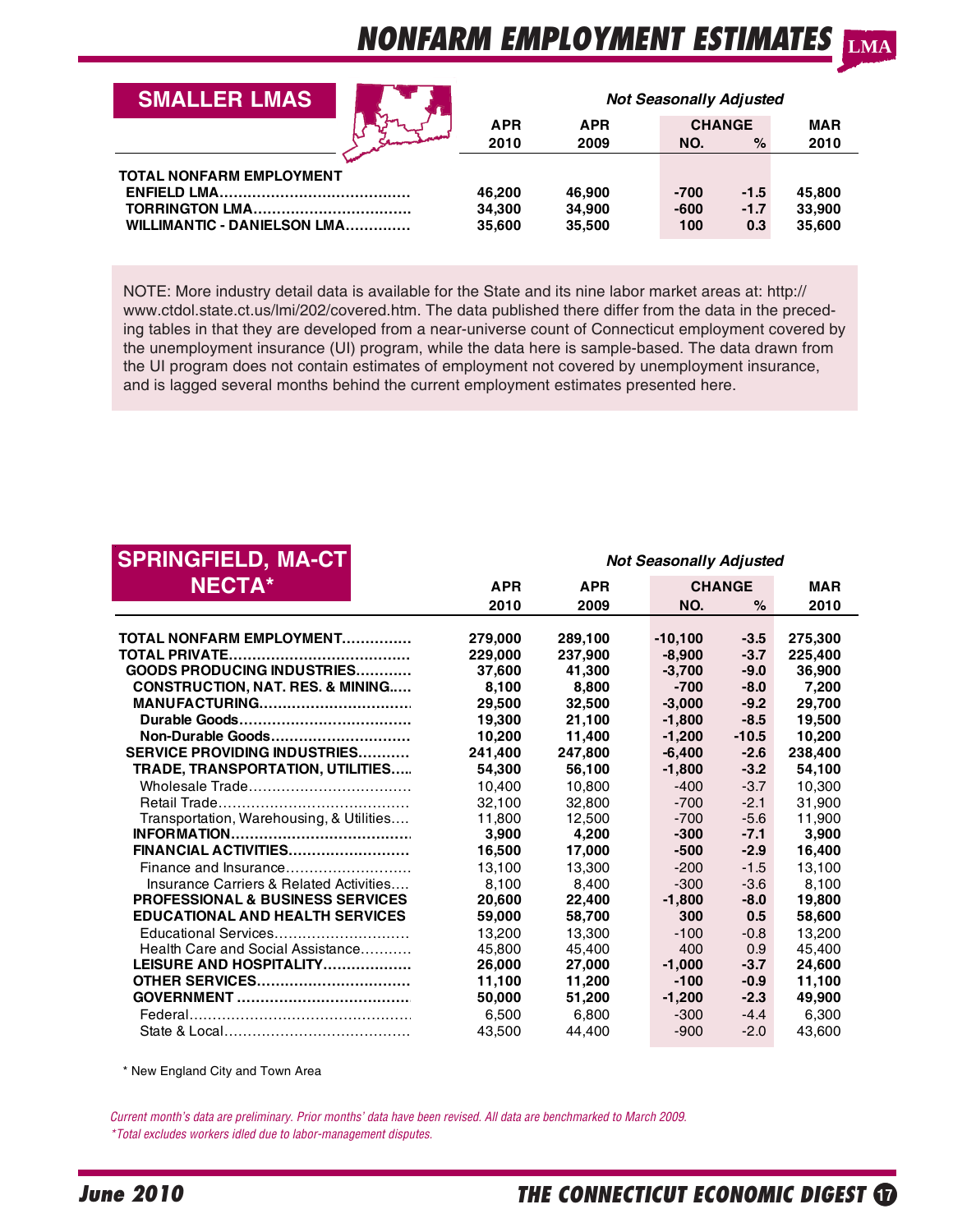# NONFARM EMPLOYMENT ESTIMATES

## SMALLER LMAS

*Not Seasonally Adjusted*

| | APR 2010 | APR 2009 | CHANGE NO. | CHANGE % | MAR 2010 |
|---|---|---|---|---|---|
| **TOTAL NONFARM EMPLOYMENT** | | | | | |
| **ENFIELD LMA** | **46,200** | **46,900** | **-700** | **-1.5** | **45,800** |
| **TORRINGTON LMA** | **34,300** | **34,900** | **-600** | **-1.7** | **33,900** |
| **WILLIMANTIC - DANIELSON LMA** | **35,600** | **35,500** | **100** | **0.3** | **35,600** |

NOTE: More industry detail data is available for the State and its nine labor market areas at: http://www.ctdol.state.ct.us/lmi/202/covered.htm. The data published there differ from the data in the preceding tables in that they are developed from a near-universe count of Connecticut employment covered by the unemployment insurance (UI) program, while the data here is sample-based. The data drawn from the UI program does not contain estimates of employment not covered by unemployment insurance, and is lagged several months behind the current employment estimates presented here.

## SPRINGFIELD, MA-CT NECTA*

*Not Seasonally Adjusted*

| | APR 2010 | APR 2009 | CHANGE NO. | CHANGE % | MAR 2010 |
|---|---|---|---|---|---|
| **TOTAL NONFARM EMPLOYMENT** | **279,000** | **289,100** | **-10,100** | **-3.5** | **275,300** |
| **TOTAL PRIVATE** | **229,000** | **237,900** | **-8,900** | **-3.7** | **225,400** |
| **GOODS PRODUCING INDUSTRIES** | **37,600** | **41,300** | **-3,700** | **-9.0** | **36,900** |
| **CONSTRUCTION, NAT. RES. & MINING** | **8,100** | **8,800** | **-700** | **-8.0** | **7,200** |
| **MANUFACTURING** | **29,500** | **32,500** | **-3,000** | **-9.2** | **29,700** |
| **Durable Goods** | **19,300** | **21,100** | **-1,800** | **-8.5** | **19,500** |
| **Non-Durable Goods** | **10,200** | **11,400** | **-1,200** | **-10.5** | **10,200** |
| **SERVICE PROVIDING INDUSTRIES** | **241,400** | **247,800** | **-6,400** | **-2.6** | **238,400** |
| **TRADE, TRANSPORTATION, UTILITIES** | **54,300** | **56,100** | **-1,800** | **-3.2** | **54,100** |
| Wholesale Trade | 10,400 | 10,800 | -400 | -3.7 | 10,300 |
| Retail Trade | 32,100 | 32,800 | -700 | -2.1 | 31,900 |
| Transportation, Warehousing, & Utilities | 11,800 | 12,500 | -700 | -5.6 | 11,900 |
| **INFORMATION** | **3,900** | **4,200** | **-300** | **-7.1** | **3,900** |
| **FINANCIAL ACTIVITIES** | **16,500** | **17,000** | **-500** | **-2.9** | **16,400** |
| Finance and Insurance | 13,100 | 13,300 | -200 | -1.5 | 13,100 |
| Insurance Carriers & Related Activities | 8,100 | 8,400 | -300 | -3.6 | 8,100 |
| **PROFESSIONAL & BUSINESS SERVICES** | **20,600** | **22,400** | **-1,800** | **-8.0** | **19,800** |
| **EDUCATIONAL AND HEALTH SERVICES** | **59,000** | **58,700** | **300** | **0.5** | **58,600** |
| Educational Services | 13,200 | 13,300 | -100 | -0.8 | 13,200 |
| Health Care and Social Assistance | 45,800 | 45,400 | 400 | 0.9 | 45,400 |
| **LEISURE AND HOSPITALITY** | **26,000** | **27,000** | **-1,000** | **-3.7** | **24,600** |
| **OTHER SERVICES** | **11,100** | **11,200** | **-100** | **-0.9** | **11,100** |
| **GOVERNMENT** | **50,000** | **51,200** | **-1,200** | **-2.3** | **49,900** |
| Federal | 6,500 | 6,800 | -300 | -4.4 | 6,300 |
| State & Local | 43,500 | 44,400 | -900 | -2.0 | 43,600 |

\* New England City and Town Area

*Current month's data are preliminary. Prior months' data have been revised. All data are benchmarked to March 2009.*
*\*Total excludes workers idled due to labor-management disputes.*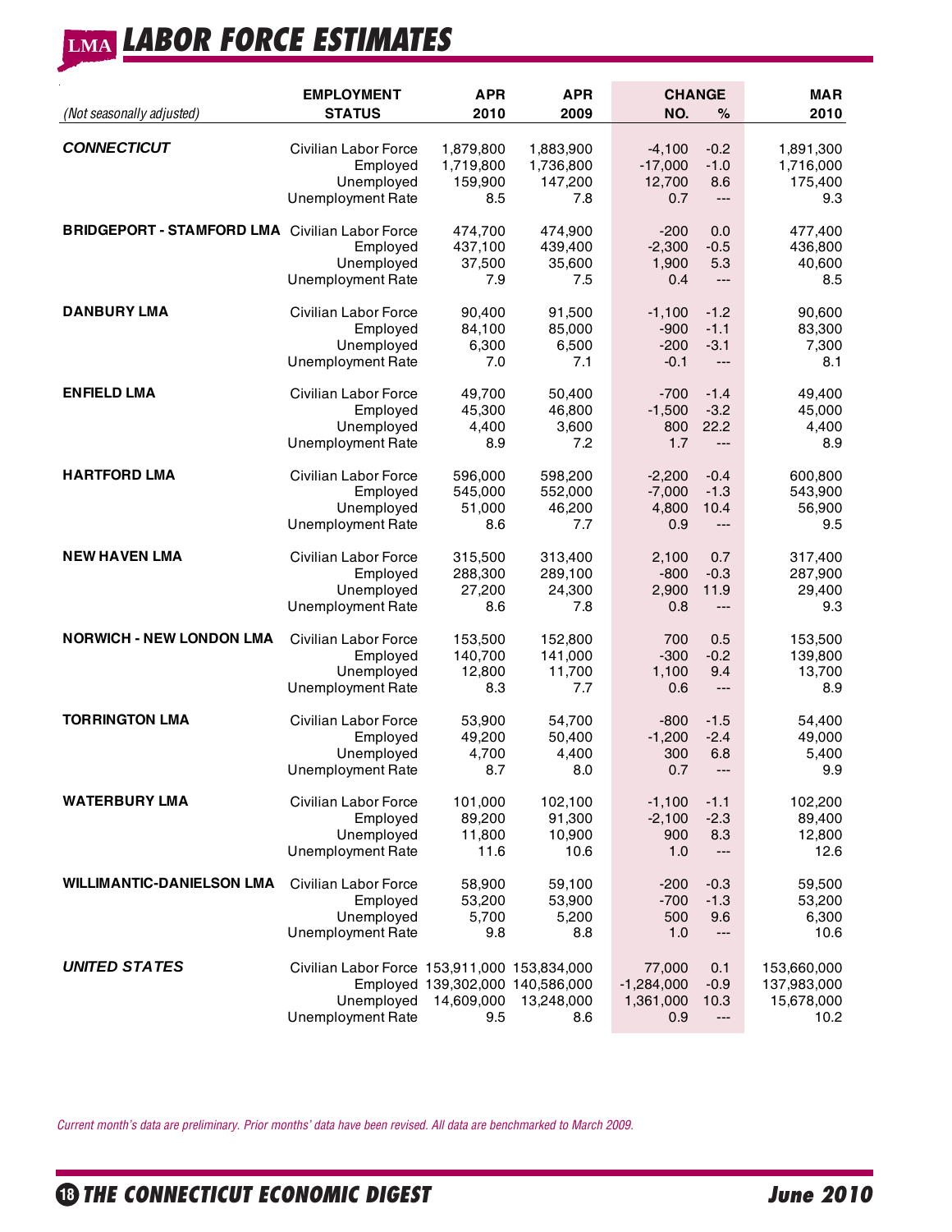# LABOR FORCE ESTIMATES

| (Not seasonally adjusted) | EMPLOYMENT STATUS | APR 2010 | APR 2009 | CHANGE NO. | CHANGE % | MAR 2010 |
|---|---|---|---|---|---|---|
| ***CONNECTICUT*** | Civilian Labor Force | 1,879,800 | 1,883,900 | -4,100 | -0.2 | 1,891,300 |
| | Employed | 1,719,800 | 1,736,800 | -17,000 | -1.0 | 1,716,000 |
| | Unemployed | 159,900 | 147,200 | 12,700 | 8.6 | 175,400 |
| | Unemployment Rate | 8.5 | 7.8 | 0.7 | --- | 9.3 |
| **BRIDGEPORT - STAMFORD LMA** | Civilian Labor Force | 474,700 | 474,900 | -200 | 0.0 | 477,400 |
| | Employed | 437,100 | 439,400 | -2,300 | -0.5 | 436,800 |
| | Unemployed | 37,500 | 35,600 | 1,900 | 5.3 | 40,600 |
| | Unemployment Rate | 7.9 | 7.5 | 0.4 | --- | 8.5 |
| **DANBURY LMA** | Civilian Labor Force | 90,400 | 91,500 | -1,100 | -1.2 | 90,600 |
| | Employed | 84,100 | 85,000 | -900 | -1.1 | 83,300 |
| | Unemployed | 6,300 | 6,500 | -200 | -3.1 | 7,300 |
| | Unemployment Rate | 7.0 | 7.1 | -0.1 | --- | 8.1 |
| **ENFIELD LMA** | Civilian Labor Force | 49,700 | 50,400 | -700 | -1.4 | 49,400 |
| | Employed | 45,300 | 46,800 | -1,500 | -3.2 | 45,000 |
| | Unemployed | 4,400 | 3,600 | 800 | 22.2 | 4,400 |
| | Unemployment Rate | 8.9 | 7.2 | 1.7 | --- | 8.9 |
| **HARTFORD LMA** | Civilian Labor Force | 596,000 | 598,200 | -2,200 | -0.4 | 600,800 |
| | Employed | 545,000 | 552,000 | -7,000 | -1.3 | 543,900 |
| | Unemployed | 51,000 | 46,200 | 4,800 | 10.4 | 56,900 |
| | Unemployment Rate | 8.6 | 7.7 | 0.9 | --- | 9.5 |
| **NEW HAVEN LMA** | Civilian Labor Force | 315,500 | 313,400 | 2,100 | 0.7 | 317,400 |
| | Employed | 288,300 | 289,100 | -800 | -0.3 | 287,900 |
| | Unemployed | 27,200 | 24,300 | 2,900 | 11.9 | 29,400 |
| | Unemployment Rate | 8.6 | 7.8 | 0.8 | --- | 9.3 |
| **NORWICH - NEW LONDON LMA** | Civilian Labor Force | 153,500 | 152,800 | 700 | 0.5 | 153,500 |
| | Employed | 140,700 | 141,000 | -300 | -0.2 | 139,800 |
| | Unemployed | 12,800 | 11,700 | 1,100 | 9.4 | 13,700 |
| | Unemployment Rate | 8.3 | 7.7 | 0.6 | --- | 8.9 |
| **TORRINGTON LMA** | Civilian Labor Force | 53,900 | 54,700 | -800 | -1.5 | 54,400 |
| | Employed | 49,200 | 50,400 | -1,200 | -2.4 | 49,000 |
| | Unemployed | 4,700 | 4,400 | 300 | 6.8 | 5,400 |
| | Unemployment Rate | 8.7 | 8.0 | 0.7 | --- | 9.9 |
| **WATERBURY LMA** | Civilian Labor Force | 101,000 | 102,100 | -1,100 | -1.1 | 102,200 |
| | Employed | 89,200 | 91,300 | -2,100 | -2.3 | 89,400 |
| | Unemployed | 11,800 | 10,900 | 900 | 8.3 | 12,800 |
| | Unemployment Rate | 11.6 | 10.6 | 1.0 | --- | 12.6 |
| **WILLIMANTIC-DANIELSON LMA** | Civilian Labor Force | 58,900 | 59,100 | -200 | -0.3 | 59,500 |
| | Employed | 53,200 | 53,900 | -700 | -1.3 | 53,200 |
| | Unemployed | 5,700 | 5,200 | 500 | 9.6 | 6,300 |
| | Unemployment Rate | 9.8 | 8.8 | 1.0 | --- | 10.6 |
| ***UNITED STATES*** | Civilian Labor Force | 153,911,000 | 153,834,000 | 77,000 | 0.1 | 153,660,000 |
| | Employed | 139,302,000 | 140,586,000 | -1,284,000 | -0.9 | 137,983,000 |
| | Unemployed | 14,609,000 | 13,248,000 | 1,361,000 | 10.3 | 15,678,000 |
| | Unemployment Rate | 9.5 | 8.6 | 0.9 | --- | 10.2 |

*Current month's data are preliminary. Prior months' data have been revised. All data are benchmarked to March 2009.*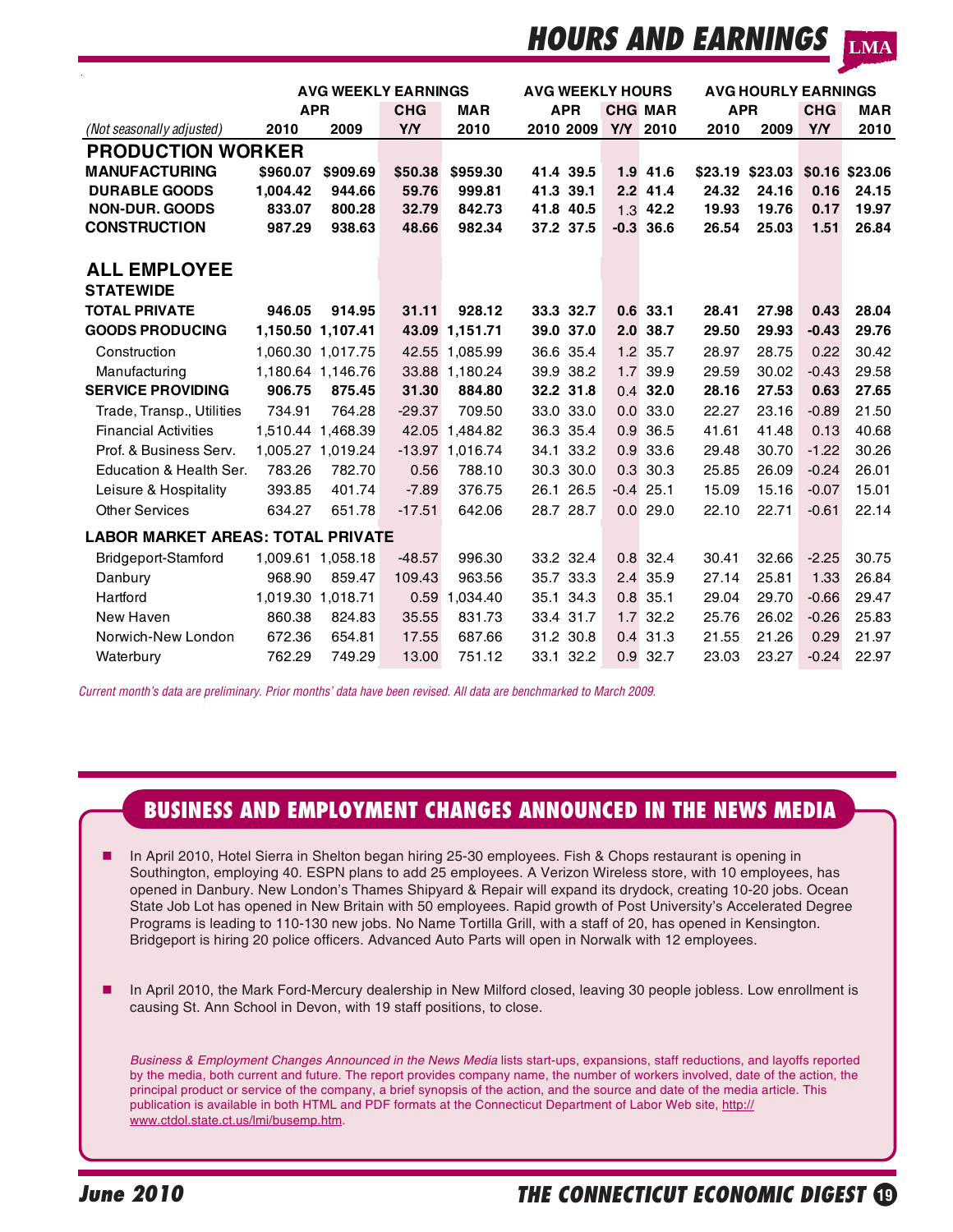# HOURS AND EARNINGS

| (Not seasonally adjusted) | AVG WEEKLY EARNINGS APR 2010 | AVG WEEKLY EARNINGS APR 2009 | AVG WEEKLY EARNINGS CHG Y/Y | AVG WEEKLY EARNINGS MAR 2010 | AVG WEEKLY HOURS APR 2010 | AVG WEEKLY HOURS APR 2009 | AVG WEEKLY HOURS CHG Y/Y | AVG WEEKLY HOURS MAR 2010 | AVG HOURLY EARNINGS APR 2010 | AVG HOURLY EARNINGS APR 2009 | AVG HOURLY EARNINGS CHG Y/Y | AVG HOURLY EARNINGS MAR 2010 |
|---|---|---|---|---|---|---|---|---|---|---|---|---|
| **PRODUCTION WORKER** | | | | | | | | | | | | |
| **MANUFACTURING** | **$960.07** | **$909.69** | **$50.38** | **$959.30** | **41.4** | **39.5** | **1.9** | **41.6** | **$23.19** | **$23.03** | **$0.16** | **$23.06** |
| **DURABLE GOODS** | **1,004.42** | **944.66** | **59.76** | **999.81** | **41.3** | **39.1** | **2.2** | **41.4** | **24.32** | **24.16** | **0.16** | **24.15** |
| **NON-DUR. GOODS** | **833.07** | **800.28** | **32.79** | **842.73** | **41.8** | **40.5** | **1.3** | **42.2** | **19.93** | **19.76** | **0.17** | **19.97** |
| **CONSTRUCTION** | **987.29** | **938.63** | **48.66** | **982.34** | **37.2** | **37.5** | **-0.3** | **36.6** | **26.54** | **25.03** | **1.51** | **26.84** |
| **ALL EMPLOYEE** | | | | | | | | | | | | |
| **STATEWIDE** | | | | | | | | | | | | |
| **TOTAL PRIVATE** | **946.05** | **914.95** | **31.11** | **928.12** | **33.3** | **32.7** | **0.6** | **33.1** | **28.41** | **27.98** | **0.43** | **28.04** |
| **GOODS PRODUCING** | **1,150.50** | **1,107.41** | **43.09** | **1,151.71** | **39.0** | **37.0** | **2.0** | **38.7** | **29.50** | **29.93** | **-0.43** | **29.76** |
| Construction | 1,060.30 | 1,017.75 | 42.55 | 1,085.99 | 36.6 | 35.4 | 1.2 | 35.7 | 28.97 | 28.75 | 0.22 | 30.42 |
| Manufacturing | 1,180.64 | 1,146.76 | 33.88 | 1,180.24 | 39.9 | 38.2 | 1.7 | 39.9 | 29.59 | 30.02 | -0.43 | 29.58 |
| **SERVICE PROVIDING** | **906.75** | **875.45** | **31.30** | **884.80** | **32.2** | **31.8** | **0.4** | **32.0** | **28.16** | **27.53** | **0.63** | **27.65** |
| Trade, Transp., Utilities | 734.91 | 764.28 | -29.37 | 709.50 | 33.0 | 33.0 | 0.0 | 33.0 | 22.27 | 23.16 | -0.89 | 21.50 |
| Financial Activities | 1,510.44 | 1,468.39 | 42.05 | 1,484.82 | 36.3 | 35.4 | 0.9 | 36.5 | 41.61 | 41.48 | 0.13 | 40.68 |
| Prof. & Business Serv. | 1,005.27 | 1,019.24 | -13.97 | 1,016.74 | 34.1 | 33.2 | 0.9 | 33.6 | 29.48 | 30.70 | -1.22 | 30.26 |
| Education & Health Ser. | 783.26 | 782.70 | 0.56 | 788.10 | 30.3 | 30.0 | 0.3 | 30.3 | 25.85 | 26.09 | -0.24 | 26.01 |
| Leisure & Hospitality | 393.85 | 401.74 | -7.89 | 376.75 | 26.1 | 26.5 | -0.4 | 25.1 | 15.09 | 15.16 | -0.07 | 15.01 |
| Other Services | 634.27 | 651.78 | -17.51 | 642.06 | 28.7 | 28.7 | 0.0 | 29.0 | 22.10 | 22.71 | -0.61 | 22.14 |
| **LABOR MARKET AREAS: TOTAL PRIVATE** | | | | | | | | | | | | |
| Bridgeport-Stamford | 1,009.61 | 1,058.18 | -48.57 | 996.30 | 33.2 | 32.4 | 0.8 | 32.4 | 30.41 | 32.66 | -2.25 | 30.75 |
| Danbury | 968.90 | 859.47 | 109.43 | 963.56 | 35.7 | 33.3 | 2.4 | 35.9 | 27.14 | 25.81 | 1.33 | 26.84 |
| Hartford | 1,019.30 | 1,018.71 | 0.59 | 1,034.40 | 35.1 | 34.3 | 0.8 | 35.1 | 29.04 | 29.70 | -0.66 | 29.47 |
| New Haven | 860.38 | 824.83 | 35.55 | 831.73 | 33.4 | 31.7 | 1.7 | 32.2 | 25.76 | 26.02 | -0.26 | 25.83 |
| Norwich-New London | 672.36 | 654.81 | 17.55 | 687.66 | 31.2 | 30.8 | 0.4 | 31.3 | 21.55 | 21.26 | 0.29 | 21.97 |
| Waterbury | 762.29 | 749.29 | 13.00 | 751.12 | 33.1 | 32.2 | 0.9 | 32.7 | 23.03 | 23.27 | -0.24 | 22.97 |

*Current month's data are preliminary. Prior months' data have been revised. All data are benchmarked to March 2009.*

## BUSINESS AND EMPLOYMENT CHANGES ANNOUNCED IN THE NEWS MEDIA

- In April 2010, Hotel Sierra in Shelton began hiring 25-30 employees. Fish & Chops restaurant is opening in Southington, employing 40. ESPN plans to add 25 employees. A Verizon Wireless store, with 10 employees, has opened in Danbury. New London's Thames Shipyard & Repair will expand its drydock, creating 10-20 jobs. Ocean State Job Lot has opened in New Britain with 50 employees. Rapid growth of Post University's Accelerated Degree Programs is leading to 110-130 new jobs. No Name Tortilla Grill, with a staff of 20, has opened in Kensington. Bridgeport is hiring 20 police officers. Advanced Auto Parts will open in Norwalk with 12 employees.

- In April 2010, the Mark Ford-Mercury dealership in New Milford closed, leaving 30 people jobless. Low enrollment is causing St. Ann School in Devon, with 19 staff positions, to close.

*Business & Employment Changes Announced in the News Media* lists start-ups, expansions, staff reductions, and layoffs reported by the media, both current and future. The report provides company name, the number of workers involved, date of the action, the principal product or service of the company, a brief synopsis of the action, and the source and date of the media article. This publication is available in both HTML and PDF formats at the Connecticut Department of Labor Web site, http://www.ctdol.state.ct.us/lmi/busemp.htm.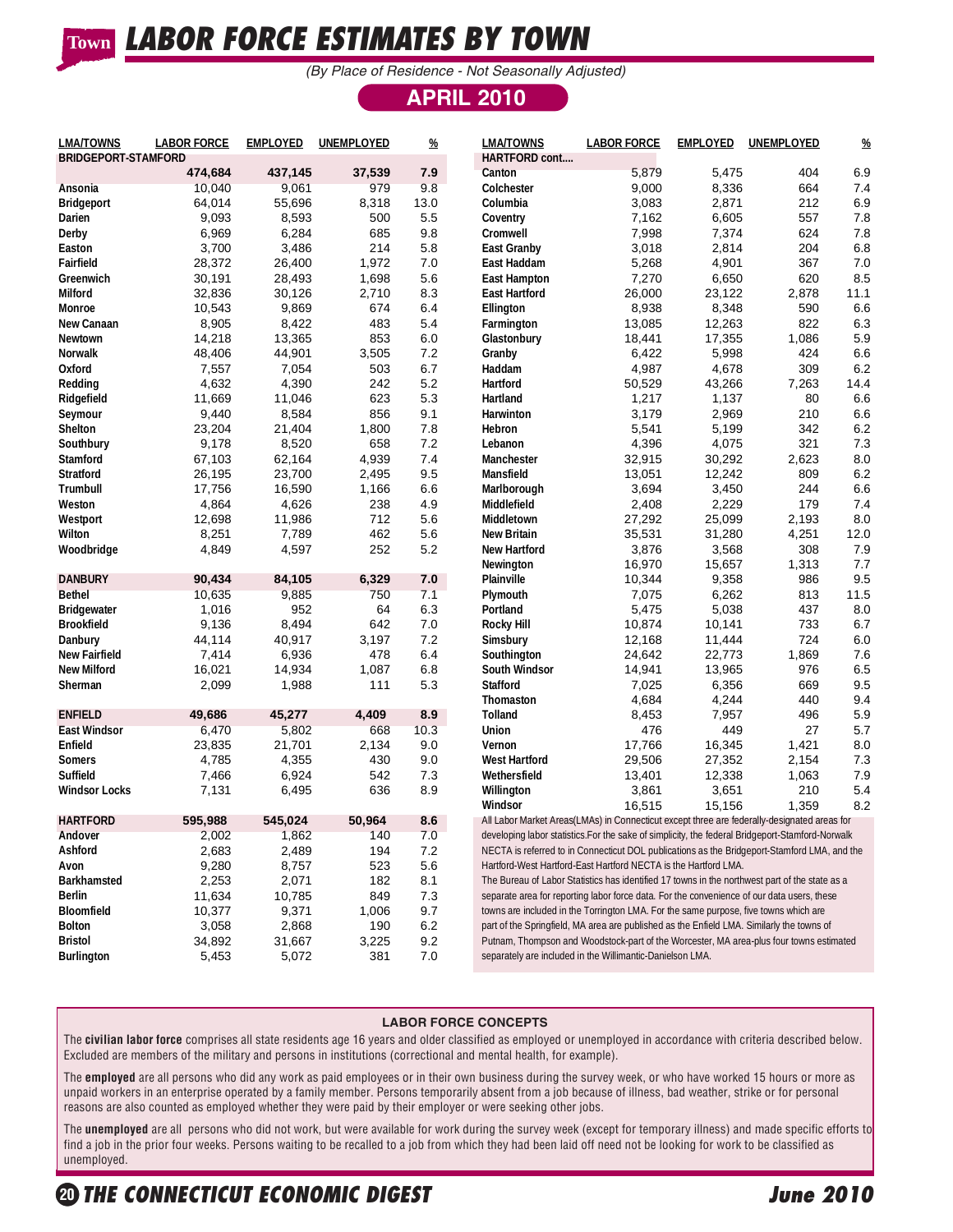# LABOR FORCE ESTIMATES BY TOWN

*(By Place of Residence - Not Seasonally Adjusted)*

## APRIL 2010

| LMA/TOWNS | LABOR FORCE | EMPLOYED | UNEMPLOYED | % |
|---|---|---|---|---|
| **BRIDGEPORT-STAMFORD** | **474,684** | **437,145** | **37,539** | **7.9** |
| Ansonia | 10,040 | 9,061 | 979 | 9.8 |
| Bridgeport | 64,014 | 55,696 | 8,318 | 13.0 |
| Darien | 9,093 | 8,593 | 500 | 5.5 |
| Derby | 6,969 | 6,284 | 685 | 9.8 |
| Easton | 3,700 | 3,486 | 214 | 5.8 |
| Fairfield | 28,372 | 26,400 | 1,972 | 7.0 |
| Greenwich | 30,191 | 28,493 | 1,698 | 5.6 |
| Milford | 32,836 | 30,126 | 2,710 | 8.3 |
| Monroe | 10,543 | 9,869 | 674 | 6.4 |
| New Canaan | 8,905 | 8,422 | 483 | 5.4 |
| Newtown | 14,218 | 13,365 | 853 | 6.0 |
| Norwalk | 48,406 | 44,901 | 3,505 | 7.2 |
| Oxford | 7,557 | 7,054 | 503 | 6.7 |
| Redding | 4,632 | 4,390 | 242 | 5.2 |
| Ridgefield | 11,669 | 11,046 | 623 | 5.3 |
| Seymour | 9,440 | 8,584 | 856 | 9.1 |
| Shelton | 23,204 | 21,404 | 1,800 | 7.8 |
| Southbury | 9,178 | 8,520 | 658 | 7.2 |
| Stamford | 67,103 | 62,164 | 4,939 | 7.4 |
| Stratford | 26,195 | 23,700 | 2,495 | 9.5 |
| Trumbull | 17,756 | 16,590 | 1,166 | 6.6 |
| Weston | 4,864 | 4,626 | 238 | 4.9 |
| Westport | 12,698 | 11,986 | 712 | 5.6 |
| Wilton | 8,251 | 7,789 | 462 | 5.6 |
| Woodbridge | 4,849 | 4,597 | 252 | 5.2 |
| | | | | |
| **DANBURY** | **90,434** | **84,105** | **6,329** | **7.0** |
| Bethel | 10,635 | 9,885 | 750 | 7.1 |
| Bridgewater | 1,016 | 952 | 64 | 6.3 |
| Brookfield | 9,136 | 8,494 | 642 | 7.0 |
| Danbury | 44,114 | 40,917 | 3,197 | 7.2 |
| New Fairfield | 7,414 | 6,936 | 478 | 6.4 |
| New Milford | 16,021 | 14,934 | 1,087 | 6.8 |
| Sherman | 2,099 | 1,988 | 111 | 5.3 |
| | | | | |
| **ENFIELD** | **49,686** | **45,277** | **4,409** | **8.9** |
| East Windsor | 6,470 | 5,802 | 668 | 10.3 |
| Enfield | 23,835 | 21,701 | 2,134 | 9.0 |
| Somers | 4,785 | 4,355 | 430 | 9.0 |
| Suffield | 7,466 | 6,924 | 542 | 7.3 |
| Windsor Locks | 7,131 | 6,495 | 636 | 8.9 |
| | | | | |
| **HARTFORD** | **595,988** | **545,024** | **50,964** | **8.6** |
| Andover | 2,002 | 1,862 | 140 | 7.0 |
| Ashford | 2,683 | 2,489 | 194 | 7.2 |
| Avon | 9,280 | 8,757 | 523 | 5.6 |
| Barkhamsted | 2,253 | 2,071 | 182 | 8.1 |
| Berlin | 11,634 | 10,785 | 849 | 7.3 |
| Bloomfield | 10,377 | 9,371 | 1,006 | 9.7 |
| Bolton | 3,058 | 2,868 | 190 | 6.2 |
| Bristol | 34,892 | 31,667 | 3,225 | 9.2 |
| Burlington | 5,453 | 5,072 | 381 | 7.0 |
| **HARTFORD cont....** | | | | |
| Canton | 5,879 | 5,475 | 404 | 6.9 |
| Colchester | 9,000 | 8,336 | 664 | 7.4 |
| Columbia | 3,083 | 2,871 | 212 | 6.9 |
| Coventry | 7,162 | 6,605 | 557 | 7.8 |
| Cromwell | 7,998 | 7,374 | 624 | 7.8 |
| East Granby | 3,018 | 2,814 | 204 | 6.8 |
| East Haddam | 5,268 | 4,901 | 367 | 7.0 |
| East Hampton | 7,270 | 6,650 | 620 | 8.5 |
| East Hartford | 26,000 | 23,122 | 2,878 | 11.1 |
| Ellington | 8,938 | 8,348 | 590 | 6.6 |
| Farmington | 13,085 | 12,263 | 822 | 6.3 |
| Glastonbury | 18,441 | 17,355 | 1,086 | 5.9 |
| Granby | 6,422 | 5,998 | 424 | 6.6 |
| Haddam | 4,987 | 4,678 | 309 | 6.2 |
| Hartford | 50,529 | 43,266 | 7,263 | 14.4 |
| Hartland | 1,217 | 1,137 | 80 | 6.6 |
| Harwinton | 3,179 | 2,969 | 210 | 6.6 |
| Hebron | 5,541 | 5,199 | 342 | 6.2 |
| Lebanon | 4,396 | 4,075 | 321 | 7.3 |
| Manchester | 32,915 | 30,292 | 2,623 | 8.0 |
| Mansfield | 13,051 | 12,242 | 809 | 6.2 |
| Marlborough | 3,694 | 3,450 | 244 | 6.6 |
| Middlefield | 2,408 | 2,229 | 179 | 7.4 |
| Middletown | 27,292 | 25,099 | 2,193 | 8.0 |
| New Britain | 35,531 | 31,280 | 4,251 | 12.0 |
| New Hartford | 3,876 | 3,568 | 308 | 7.9 |
| Newington | 16,970 | 15,657 | 1,313 | 7.7 |
| Plainville | 10,344 | 9,358 | 986 | 9.5 |
| Plymouth | 7,075 | 6,262 | 813 | 11.5 |
| Portland | 5,475 | 5,038 | 437 | 8.0 |
| Rocky Hill | 10,874 | 10,141 | 733 | 6.7 |
| Simsbury | 12,168 | 11,444 | 724 | 6.0 |
| Southington | 24,642 | 22,773 | 1,869 | 7.6 |
| South Windsor | 14,941 | 13,965 | 976 | 6.5 |
| Stafford | 7,025 | 6,356 | 669 | 9.5 |
| Thomaston | 4,684 | 4,244 | 440 | 9.4 |
| Tolland | 8,453 | 7,957 | 496 | 5.9 |
| Union | 476 | 449 | 27 | 5.7 |
| Vernon | 17,766 | 16,345 | 1,421 | 8.0 |
| West Hartford | 29,506 | 27,352 | 2,154 | 7.3 |
| Wethersfield | 13,401 | 12,338 | 1,063 | 7.9 |
| Willington | 3,861 | 3,651 | 210 | 5.4 |
| Windsor | 16,515 | 15,156 | 1,359 | 8.2 |

All Labor Market Areas(LMAs) in Connecticut except three are federally-designated areas for developing labor statistics.For the sake of simplicity, the federal Bridgeport-Stamford-Norwalk NECTA is referred to in Connecticut DOL publications as the Bridgeport-Stamford LMA, and the Hartford-West Hartford-East Hartford NECTA is the Hartford LMA.

The Bureau of Labor Statistics has identified 17 towns in the northwest part of the state as a separate area for reporting labor force data. For the convenience of our data users, these towns are included in the Torrington LMA. For the same purpose, five towns which are part of the Springfield, MA area are published as the Enfield LMA. Similarly the towns of Putnam, Thompson and Woodstock-part of the Worcester, MA area-plus four towns estimated separately are included in the Willimantic-Danielson LMA.

### LABOR FORCE CONCEPTS

The **civilian labor force** comprises all state residents age 16 years and older classified as employed or unemployed in accordance with criteria described below. Excluded are members of the military and persons in institutions (correctional and mental health, for example).

The **employed** are all persons who did any work as paid employees or in their own business during the survey week, or who have worked 15 hours or more as unpaid workers in an enterprise operated by a family member. Persons temporarily absent from a job because of illness, bad weather, strike or for personal reasons are also counted as employed whether they were paid by their employer or were seeking other jobs.

The **unemployed** are all persons who did not work, but were available for work during the survey week (except for temporary illness) and made specific efforts to find a job in the prior four weeks. Persons waiting to be recalled to a job from which they had been laid off need not be looking for work to be classified as unemployed.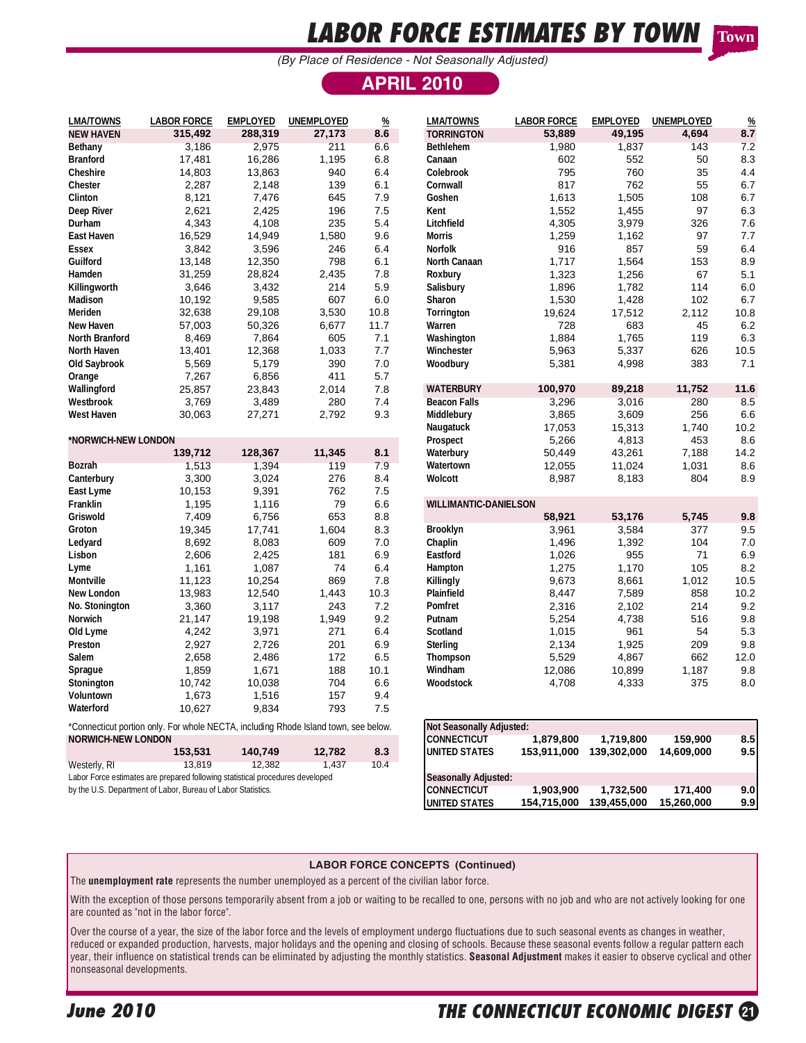# LABOR FORCE ESTIMATES BY TOWN

*(By Place of Residence - Not Seasonally Adjusted)*

## APRIL 2010

| LMA/TOWNS | LABOR FORCE | EMPLOYED | UNEMPLOYED | % |
|---|---|---|---|---|
| **NEW HAVEN** | **315,492** | **288,319** | **27,173** | **8.6** |
| Bethany | 3,186 | 2,975 | 211 | 6.6 |
| Branford | 17,481 | 16,286 | 1,195 | 6.8 |
| Cheshire | 14,803 | 13,863 | 940 | 6.4 |
| Chester | 2,287 | 2,148 | 139 | 6.1 |
| Clinton | 8,121 | 7,476 | 645 | 7.9 |
| Deep River | 2,621 | 2,425 | 196 | 7.5 |
| Durham | 4,343 | 4,108 | 235 | 5.4 |
| East Haven | 16,529 | 14,949 | 1,580 | 9.6 |
| Essex | 3,842 | 3,596 | 246 | 6.4 |
| Guilford | 13,148 | 12,350 | 798 | 6.1 |
| Hamden | 31,259 | 28,824 | 2,435 | 7.8 |
| Killingworth | 3,646 | 3,432 | 214 | 5.9 |
| Madison | 10,192 | 9,585 | 607 | 6.0 |
| Meriden | 32,638 | 29,108 | 3,530 | 10.8 |
| New Haven | 57,003 | 50,326 | 6,677 | 11.7 |
| North Branford | 8,469 | 7,864 | 605 | 7.1 |
| North Haven | 13,401 | 12,368 | 1,033 | 7.7 |
| Old Saybrook | 5,569 | 5,179 | 390 | 7.0 |
| Orange | 7,267 | 6,856 | 411 | 5.7 |
| Wallingford | 25,857 | 23,843 | 2,014 | 7.8 |
| Westbrook | 3,769 | 3,489 | 280 | 7.4 |
| West Haven | 30,063 | 27,271 | 2,792 | 9.3 |
| **\*NORWICH-NEW LONDON** | **139,712** | **128,367** | **11,345** | **8.1** |
| Bozrah | 1,513 | 1,394 | 119 | 7.9 |
| Canterbury | 3,300 | 3,024 | 276 | 8.4 |
| East Lyme | 10,153 | 9,391 | 762 | 7.5 |
| Franklin | 1,195 | 1,116 | 79 | 6.6 |
| Griswold | 7,409 | 6,756 | 653 | 8.8 |
| Groton | 19,345 | 17,741 | 1,604 | 8.3 |
| Ledyard | 8,692 | 8,083 | 609 | 7.0 |
| Lisbon | 2,606 | 2,425 | 181 | 6.9 |
| Lyme | 1,161 | 1,087 | 74 | 6.4 |
| Montville | 11,123 | 10,254 | 869 | 7.8 |
| New London | 13,983 | 12,540 | 1,443 | 10.3 |
| No. Stonington | 3,360 | 3,117 | 243 | 7.2 |
| Norwich | 21,147 | 19,198 | 1,949 | 9.2 |
| Old Lyme | 4,242 | 3,971 | 271 | 6.4 |
| Preston | 2,927 | 2,726 | 201 | 6.9 |
| Salem | 2,658 | 2,486 | 172 | 6.5 |
| Sprague | 1,859 | 1,671 | 188 | 10.1 |
| Stonington | 10,742 | 10,038 | 704 | 6.6 |
| Voluntown | 1,673 | 1,516 | 157 | 9.4 |
| Waterford | 10,627 | 9,834 | 793 | 7.5 |

\*Connecticut portion only. For whole NECTA, including Rhode Island town, see below.

| LMA/TOWNS | LABOR FORCE | EMPLOYED | UNEMPLOYED | % |
|---|---|---|---|---|
| **NORWICH-NEW LONDON** | **153,531** | **140,749** | **12,782** | **8.3** |
| Westerly, RI | 13,819 | 12,382 | 1,437 | 10.4 |

Labor Force estimates are prepared following statistical procedures developed by the U.S. Department of Labor, Bureau of Labor Statistics.

| LMA/TOWNS | LABOR FORCE | EMPLOYED | UNEMPLOYED | % |
|---|---|---|---|---|
| **TORRINGTON** | **53,889** | **49,195** | **4,694** | **8.7** |
| Bethlehem | 1,980 | 1,837 | 143 | 7.2 |
| Canaan | 602 | 552 | 50 | 8.3 |
| Colebrook | 795 | 760 | 35 | 4.4 |
| Cornwall | 817 | 762 | 55 | 6.7 |
| Goshen | 1,613 | 1,505 | 108 | 6.7 |
| Kent | 1,552 | 1,455 | 97 | 6.3 |
| Litchfield | 4,305 | 3,979 | 326 | 7.6 |
| Morris | 1,259 | 1,162 | 97 | 7.7 |
| Norfolk | 916 | 857 | 59 | 6.4 |
| North Canaan | 1,717 | 1,564 | 153 | 8.9 |
| Roxbury | 1,323 | 1,256 | 67 | 5.1 |
| Salisbury | 1,896 | 1,782 | 114 | 6.0 |
| Sharon | 1,530 | 1,428 | 102 | 6.7 |
| Torrington | 19,624 | 17,512 | 2,112 | 10.8 |
| Warren | 728 | 683 | 45 | 6.2 |
| Washington | 1,884 | 1,765 | 119 | 6.3 |
| Winchester | 5,963 | 5,337 | 626 | 10.5 |
| Woodbury | 5,381 | 4,998 | 383 | 7.1 |
| **WATERBURY** | **100,970** | **89,218** | **11,752** | **11.6** |
| Beacon Falls | 3,296 | 3,016 | 280 | 8.5 |
| Middlebury | 3,865 | 3,609 | 256 | 6.6 |
| Naugatuck | 17,053 | 15,313 | 1,740 | 10.2 |
| Prospect | 5,266 | 4,813 | 453 | 8.6 |
| Waterbury | 50,449 | 43,261 | 7,188 | 14.2 |
| Watertown | 12,055 | 11,024 | 1,031 | 8.6 |
| Wolcott | 8,987 | 8,183 | 804 | 8.9 |
| **WILLIMANTIC-DANIELSON** | **58,921** | **53,176** | **5,745** | **9.8** |
| Brooklyn | 3,961 | 3,584 | 377 | 9.5 |
| Chaplin | 1,496 | 1,392 | 104 | 7.0 |
| Eastford | 1,026 | 955 | 71 | 6.9 |
| Hampton | 1,275 | 1,170 | 105 | 8.2 |
| Killingly | 9,673 | 8,661 | 1,012 | 10.5 |
| Plainfield | 8,447 | 7,589 | 858 | 10.2 |
| Pomfret | 2,316 | 2,102 | 214 | 9.2 |
| Putnam | 5,254 | 4,738 | 516 | 9.8 |
| Scotland | 1,015 | 961 | 54 | 5.3 |
| Sterling | 2,134 | 1,925 | 209 | 9.8 |
| Thompson | 5,529 | 4,867 | 662 | 12.0 |
| Windham | 12,086 | 10,899 | 1,187 | 9.8 |
| Woodstock | 4,708 | 4,333 | 375 | 8.0 |

| | LABOR FORCE | EMPLOYED | UNEMPLOYED | % |
|---|---|---|---|---|
| **Not Seasonally Adjusted:** | | | | |
| CONNECTICUT | 1,879,800 | 1,719,800 | 159,900 | 8.5 |
| UNITED STATES | 153,911,000 | 139,302,000 | 14,609,000 | 9.5 |
| **Seasonally Adjusted:** | | | | |
| CONNECTICUT | 1,903,900 | 1,732,500 | 171,400 | 9.0 |
| UNITED STATES | 154,715,000 | 139,455,000 | 15,260,000 | 9.9 |

### LABOR FORCE CONCEPTS (Continued)

The **unemployment rate** represents the number unemployed as a percent of the civilian labor force.

With the exception of those persons temporarily absent from a job or waiting to be recalled to one, persons with no job and who are not actively looking for one are counted as "not in the labor force".

Over the course of a year, the size of the labor force and the levels of employment undergo fluctuations due to such seasonal events as changes in weather, reduced or expanded production, harvests, major holidays and the opening and closing of schools. Because these seasonal events follow a regular pattern each year, their influence on statistical trends can be eliminated by adjusting the monthly statistics. **Seasonal Adjustment** makes it easier to observe cyclical and other nonseasonal developments.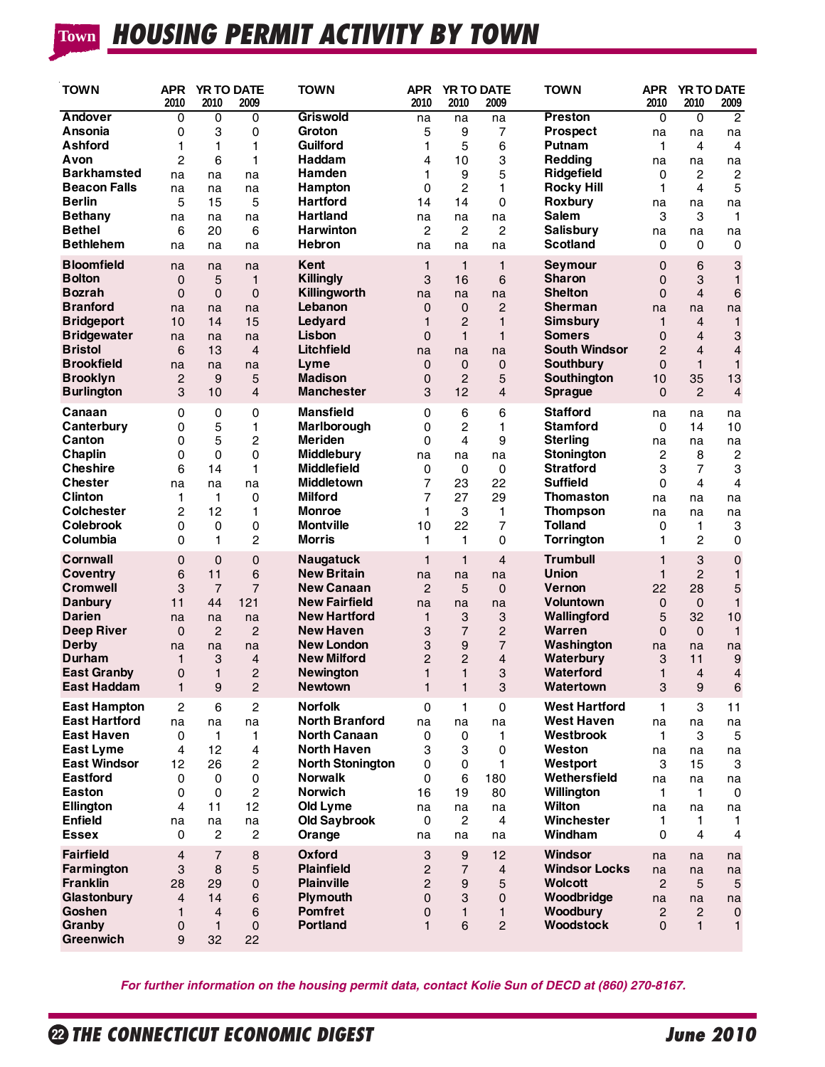# HOUSING PERMIT ACTIVITY BY TOWN

| TOWN | APR 2010 | YR TO DATE 2010 | YR TO DATE 2009 | TOWN | APR 2010 | YR TO DATE 2010 | YR TO DATE 2009 | TOWN | APR 2010 | YR TO DATE 2010 | YR TO DATE 2009 |
|---|---|---|---|---|---|---|---|---|---|---|---|
| Andover | 0 | 0 | 0 | Griswold | na | na | na | Preston | 0 | 0 | 2 |
| Ansonia | 0 | 3 | 0 | Groton | 5 | 9 | 7 | Prospect | na | na | na |
| Ashford | 1 | 1 | 1 | Guilford | 1 | 5 | 6 | Putnam | 1 | 4 | 4 |
| Avon | 2 | 6 | 1 | Haddam | 4 | 10 | 3 | Redding | na | na | na |
| Barkhamsted | na | na | na | Hamden | 1 | 9 | 5 | Ridgefield | 0 | 2 | 2 |
| Beacon Falls | na | na | na | Hampton | 0 | 2 | 1 | Rocky Hill | 1 | 4 | 5 |
| Berlin | 5 | 15 | 5 | Hartford | 14 | 14 | 0 | Roxbury | na | na | na |
| Bethany | na | na | na | Hartland | na | na | na | Salem | 3 | 3 | 1 |
| Bethel | 6 | 20 | 6 | Harwinton | 2 | 2 | 2 | Salisbury | na | na | na |
| Bethlehem | na | na | na | Hebron | na | na | na | Scotland | 0 | 0 | 0 |
| Bloomfield | na | na | na | Kent | 1 | 1 | 1 | Seymour | 0 | 6 | 3 |
| Bolton | 0 | 5 | 1 | Killingly | 3 | 16 | 6 | Sharon | 0 | 3 | 1 |
| Bozrah | 0 | 0 | 0 | Killingworth | na | na | na | Shelton | 0 | 4 | 6 |
| Branford | na | na | na | Lebanon | 0 | 0 | 2 | Sherman | na | na | na |
| Bridgeport | 10 | 14 | 15 | Ledyard | 1 | 2 | 1 | Simsbury | 1 | 4 | 1 |
| Bridgewater | na | na | na | Lisbon | 0 | 1 | 1 | Somers | 0 | 4 | 3 |
| Bristol | 6 | 13 | 4 | Litchfield | na | na | na | South Windsor | 2 | 4 | 4 |
| Brookfield | na | na | na | Lyme | 0 | 0 | 0 | Southbury | 0 | 1 | 1 |
| Brooklyn | 2 | 9 | 5 | Madison | 0 | 2 | 5 | Southington | 10 | 35 | 13 |
| Burlington | 3 | 10 | 4 | Manchester | 3 | 12 | 4 | Sprague | 0 | 2 | 4 |
| Canaan | 0 | 0 | 0 | Mansfield | 0 | 6 | 6 | Stafford | na | na | na |
| Canterbury | 0 | 5 | 1 | Marlborough | 0 | 2 | 1 | Stamford | 0 | 14 | 10 |
| Canton | 0 | 5 | 2 | Meriden | 0 | 4 | 9 | Sterling | na | na | na |
| Chaplin | 0 | 0 | 0 | Middlebury | na | na | na | Stonington | 2 | 8 | 2 |
| Cheshire | 6 | 14 | 1 | Middlefield | 0 | 0 | 0 | Stratford | 3 | 7 | 3 |
| Chester | na | na | na | Middletown | 7 | 23 | 22 | Suffield | 0 | 4 | 4 |
| Clinton | 1 | 1 | 0 | Milford | 7 | 27 | 29 | Thomaston | na | na | na |
| Colchester | 2 | 12 | 1 | Monroe | 1 | 3 | 1 | Thompson | na | na | na |
| Colebrook | 0 | 0 | 0 | Montville | 10 | 22 | 7 | Tolland | 0 | 1 | 3 |
| Columbia | 0 | 1 | 2 | Morris | 1 | 1 | 0 | Torrington | 1 | 2 | 0 |
| Cornwall | 0 | 0 | 0 | Naugatuck | 1 | 1 | 4 | Trumbull | 1 | 3 | 0 |
| Coventry | 6 | 11 | 6 | New Britain | na | na | na | Union | 1 | 2 | 1 |
| Cromwell | 3 | 7 | 7 | New Canaan | 2 | 5 | 0 | Vernon | 22 | 28 | 5 |
| Danbury | 11 | 44 | 121 | New Fairfield | na | na | na | Voluntown | 0 | 0 | 1 |
| Darien | na | na | na | New Hartford | 1 | 3 | 3 | Wallingford | 5 | 32 | 10 |
| Deep River | 0 | 2 | 2 | New Haven | 3 | 7 | 2 | Warren | 0 | 0 | 1 |
| Derby | na | na | na | New London | 3 | 9 | 7 | Washington | na | na | na |
| Durham | 1 | 3 | 4 | New Milford | 2 | 2 | 4 | Waterbury | 3 | 11 | 9 |
| East Granby | 0 | 1 | 2 | Newington | 1 | 1 | 3 | Waterford | 1 | 4 | 4 |
| East Haddam | 1 | 9 | 2 | Newtown | 1 | 1 | 3 | Watertown | 3 | 9 | 6 |
| East Hampton | 2 | 6 | 2 | Norfolk | 0 | 1 | 0 | West Hartford | 1 | 3 | 11 |
| East Hartford | na | na | na | North Branford | na | na | na | West Haven | na | na | na |
| East Haven | 0 | 1 | 1 | North Canaan | 0 | 0 | 1 | Westbrook | 1 | 3 | 5 |
| East Lyme | 4 | 12 | 4 | North Haven | 3 | 3 | 0 | Weston | na | na | na |
| East Windsor | 12 | 26 | 2 | North Stonington | 0 | 0 | 1 | Westport | 3 | 15 | 3 |
| Eastford | 0 | 0 | 0 | Norwalk | 0 | 6 | 180 | Wethersfield | na | na | na |
| Easton | 0 | 0 | 2 | Norwich | 16 | 19 | 80 | Willington | 1 | 1 | 0 |
| Ellington | 4 | 11 | 12 | Old Lyme | na | na | na | Wilton | na | na | na |
| Enfield | na | na | na | Old Saybrook | 0 | 2 | 4 | Winchester | 1 | 1 | 1 |
| Essex | 0 | 2 | 2 | Orange | na | na | na | Windham | 0 | 4 | 4 |
| Fairfield | 4 | 7 | 8 | Oxford | 3 | 9 | 12 | Windsor | na | na | na |
| Farmington | 3 | 8 | 5 | Plainfield | 2 | 7 | 4 | Windsor Locks | na | na | na |
| Franklin | 28 | 29 | 0 | Plainville | 2 | 9 | 5 | Wolcott | 2 | 5 | 5 |
| Glastonbury | 4 | 14 | 6 | Plymouth | 0 | 3 | 0 | Woodbridge | na | na | na |
| Goshen | 1 | 4 | 6 | Pomfret | 0 | 1 | 1 | Woodbury | 2 | 2 | 0 |
| Granby | 0 | 1 | 0 | Portland | 1 | 6 | 2 | Woodstock | 0 | 1 | 1 |
| Greenwich | 9 | 32 | 22 | | | | | | | | |

*For further information on the housing permit data, contact Kolie Sun of DECD at (860) 270-8167.*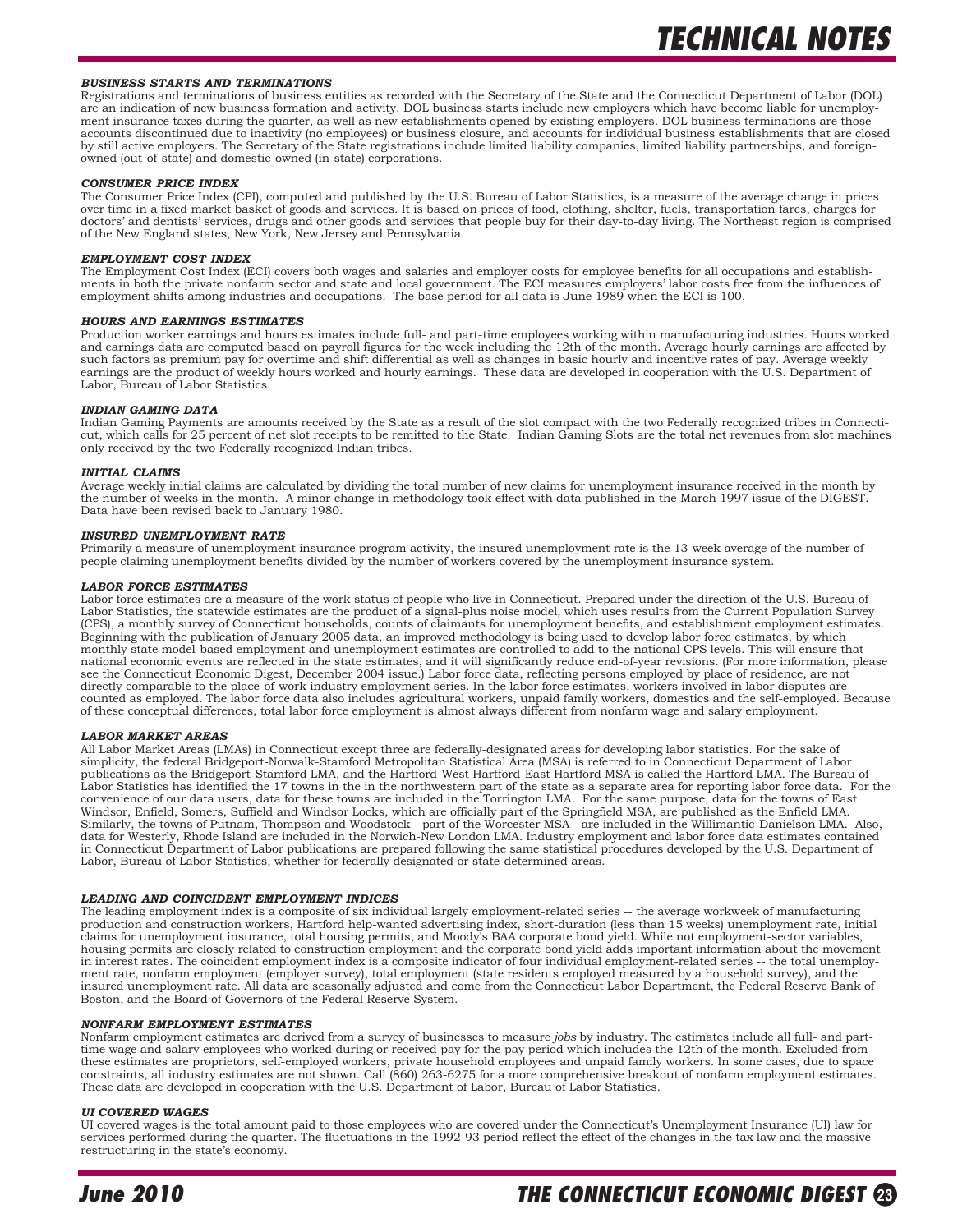# TECHNICAL NOTES

### *BUSINESS STARTS AND TERMINATIONS*

Registrations and terminations of business entities as recorded with the Secretary of the State and the Connecticut Department of Labor (DOL) are an indication of new business formation and activity. DOL business starts include new employers which have become liable for unemployment insurance taxes during the quarter, as well as new establishments opened by existing employers. DOL business terminations are those accounts discontinued due to inactivity (no employees) or business closure, and accounts for individual business establishments that are closed by still active employers. The Secretary of the State registrations include limited liability companies, limited liability partnerships, and foreign-owned (out-of-state) and domestic-owned (in-state) corporations.

### *CONSUMER PRICE INDEX*

The Consumer Price Index (CPI), computed and published by the U.S. Bureau of Labor Statistics, is a measure of the average change in prices over time in a fixed market basket of goods and services. It is based on prices of food, clothing, shelter, fuels, transportation fares, charges for doctors' and dentists' services, drugs and other goods and services that people buy for their day-to-day living. The Northeast region is comprised of the New England states, New York, New Jersey and Pennsylvania.

### *EMPLOYMENT COST INDEX*

The Employment Cost Index (ECI) covers both wages and salaries and employer costs for employee benefits for all occupations and establishments in both the private nonfarm sector and state and local government. The ECI measures employers' labor costs free from the influences of employment shifts among industries and occupations. The base period for all data is June 1989 when the ECI is 100.

### *HOURS AND EARNINGS ESTIMATES*

Production worker earnings and hours estimates include full- and part-time employees working within manufacturing industries. Hours worked and earnings data are computed based on payroll figures for the week including the 12th of the month. Average hourly earnings are affected by such factors as premium pay for overtime and shift differential as well as changes in basic hourly and incentive rates of pay. Average weekly earnings are the product of weekly hours worked and hourly earnings. These data are developed in cooperation with the U.S. Department of Labor, Bureau of Labor Statistics.

### *INDIAN GAMING DATA*

Indian Gaming Payments are amounts received by the State as a result of the slot compact with the two Federally recognized tribes in Connecticut, which calls for 25 percent of net slot receipts to be remitted to the State. Indian Gaming Slots are the total net revenues from slot machines only received by the two Federally recognized Indian tribes.

### *INITIAL CLAIMS*

Average weekly initial claims are calculated by dividing the total number of new claims for unemployment insurance received in the month by the number of weeks in the month. A minor change in methodology took effect with data published in the March 1997 issue of the DIGEST. Data have been revised back to January 1980.

### *INSURED UNEMPLOYMENT RATE*

Primarily a measure of unemployment insurance program activity, the insured unemployment rate is the 13-week average of the number of people claiming unemployment benefits divided by the number of workers covered by the unemployment insurance system.

### *LABOR FORCE ESTIMATES*

Labor force estimates are a measure of the work status of people who live in Connecticut. Prepared under the direction of the U.S. Bureau of Labor Statistics, the statewide estimates are the product of a signal-plus noise model, which uses results from the Current Population Survey (CPS), a monthly survey of Connecticut households, counts of claimants for unemployment benefits, and establishment employment estimates. Beginning with the publication of January 2005 data, an improved methodology is being used to develop labor force estimates, by which monthly state model-based employment and unemployment estimates are controlled to add to the national CPS levels. This will ensure that national economic events are reflected in the state estimates, and it will significantly reduce end-of-year revisions. (For more information, please see the Connecticut Economic Digest, December 2004 issue.) Labor force data, reflecting persons employed by place of residence, are not directly comparable to the place-of-work industry employment series. In the labor force estimates, workers involved in labor disputes are counted as employed. The labor force data also includes agricultural workers, unpaid family workers, domestics and the self-employed. Because of these conceptual differences, total labor force employment is almost always different from nonfarm wage and salary employment.

### *LABOR MARKET AREAS*

All Labor Market Areas (LMAs) in Connecticut except three are federally-designated areas for developing labor statistics. For the sake of simplicity, the federal Bridgeport-Norwalk-Stamford Metropolitan Statistical Area (MSA) is referred to in Connecticut Department of Labor publications as the Bridgeport-Stamford LMA, and the Hartford-West Hartford-East Hartford MSA is called the Hartford LMA. The Bureau of Labor Statistics has identified the 17 towns in the in the northwestern part of the state as a separate area for reporting labor force data. For the convenience of our data users, data for these towns are included in the Torrington LMA. For the same purpose, data for the towns of East Windsor, Enfield, Somers, Suffield and Windsor Locks, which are officially part of the Springfield MSA, are published as the Enfield LMA. Similarly, the towns of Putnam, Thompson and Woodstock - part of the Worcester MSA - are included in the Willimantic-Danielson LMA. Also, data for Westerly, Rhode Island are included in the Norwich-New London LMA. Industry employment and labor force data estimates contained in Connecticut Department of Labor publications are prepared following the same statistical procedures developed by the U.S. Department of Labor, Bureau of Labor Statistics, whether for federally designated or state-determined areas.

### *LEADING AND COINCIDENT EMPLOYMENT INDICES*

The leading employment index is a composite of six individual largely employment-related series -- the average workweek of manufacturing production and construction workers, Hartford help-wanted advertising index, short-duration (less than 15 weeks) unemployment rate, initial claims for unemployment insurance, total housing permits, and Moody's BAA corporate bond yield. While not employment-sector variables, housing permits are closely related to construction employment and the corporate bond yield adds important information about the movement in interest rates. The coincident employment index is a composite indicator of four individual employment-related series -- the total unemployment rate, nonfarm employment (employer survey), total employment (state residents employed measured by a household survey), and the insured unemployment rate. All data are seasonally adjusted and come from the Connecticut Labor Department, the Federal Reserve Bank of Boston, and the Board of Governors of the Federal Reserve System.

### *NONFARM EMPLOYMENT ESTIMATES*

Nonfarm employment estimates are derived from a survey of businesses to measure *jobs* by industry. The estimates include all full- and part-time wage and salary employees who worked during or received pay for the pay period which includes the 12th of the month. Excluded from these estimates are proprietors, self-employed workers, private household employees and unpaid family workers. In some cases, due to space constraints, all industry estimates are not shown. Call (860) 263-6275 for a more comprehensive breakout of nonfarm employment estimates. These data are developed in cooperation with the U.S. Department of Labor, Bureau of Labor Statistics.

### *UI COVERED WAGES*

UI covered wages is the total amount paid to those employees who are covered under the Connecticut's Unemployment Insurance (UI) law for services performed during the quarter. The fluctuations in the 1992-93 period reflect the effect of the changes in the tax law and the massive restructuring in the state's economy.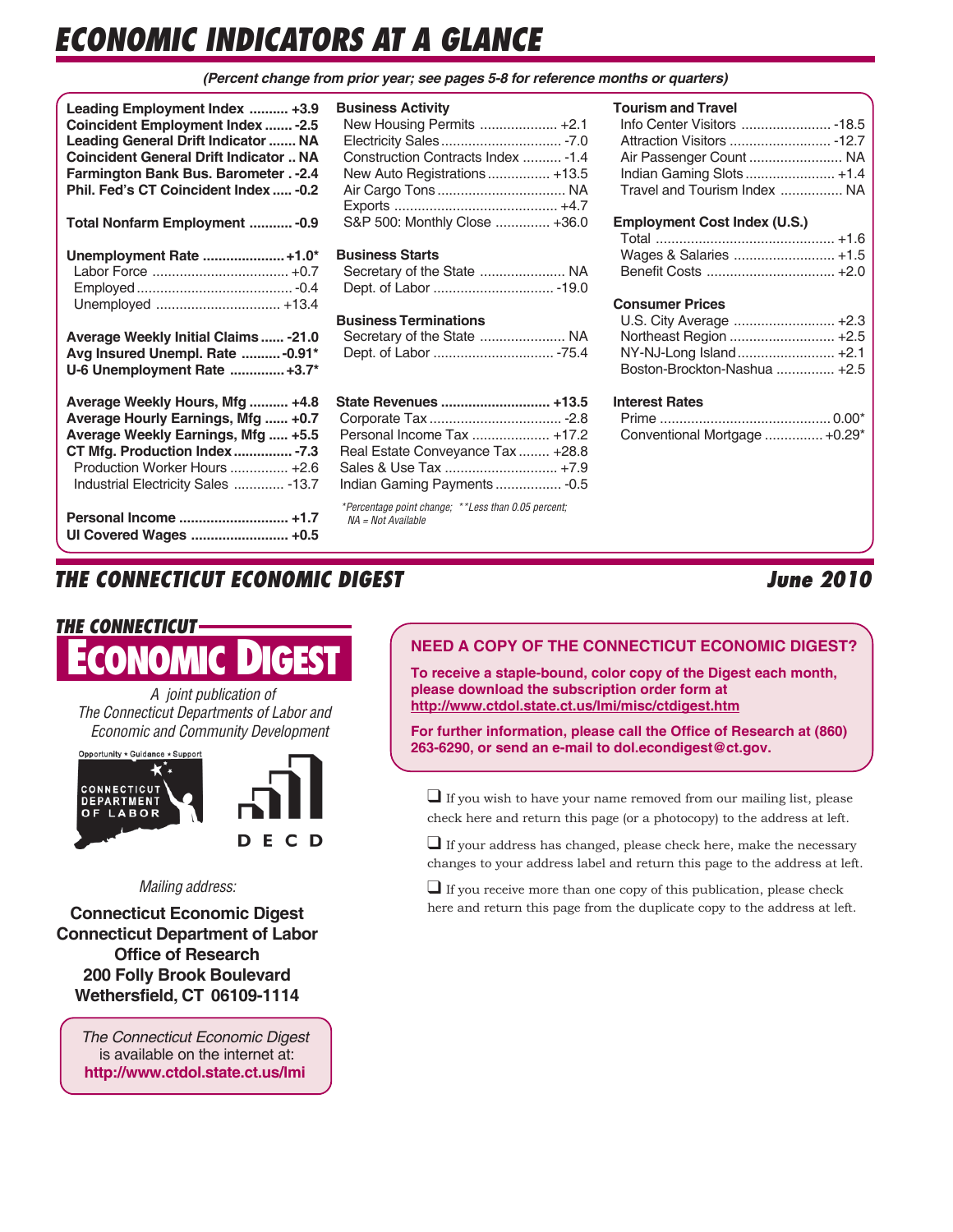# ECONOMIC INDICATORS AT A GLANCE

*(Percent change from prior year; see pages 5-8 for reference months or quarters)*

**Leading Employment Index .......... +3.9**
**Coincident Employment Index ....... -2.5**
**Leading General Drift Indicator ....... NA**
**Coincident General Drift Indicator .. NA**
**Farmington Bank Bus. Barometer . -2.4**
**Phil. Fed's CT Coincident Index ..... -0.2**

**Total Nonfarm Employment ........... -0.9**

**Unemployment Rate ..................... +1.0***
Labor Force ................................... +0.7
Employed ........................................ -0.4
Unemployed ................................ +13.4

**Average Weekly Initial Claims ...... -21.0**
**Avg Insured Unempl. Rate ..........-0.91***
**U-6 Unemployment Rate ..............+3.7***

**Average Weekly Hours, Mfg .......... +4.8**
**Average Hourly Earnings, Mfg ...... +0.7**
**Average Weekly Earnings, Mfg ..... +5.5**
**CT Mfg. Production Index ............... -7.3**
Production Worker Hours ............... +2.6
Industrial Electricity Sales ............. -13.7

**Personal Income ............................ +1.7**
**UI Covered Wages ......................... +0.5**

**Business Activity**
New Housing Permits .................... +2.1
Electricity Sales ............................... -7.0
Construction Contracts Index .......... -1.4
New Auto Registrations ................ +13.5
Air Cargo Tons ................................. NA
Exports .......................................... +4.7
S&P 500: Monthly Close .............. +36.0

**Business Starts**
Secretary of the State ...................... NA
Dept. of Labor ............................... -19.0

**Business Terminations**
Secretary of the State ...................... NA
Dept. of Labor ............................... -75.4

**State Revenues ............................ +13.5**
Corporate Tax .................................. -2.8
Personal Income Tax .................... +17.2
Real Estate Conveyance Tax ........ +28.8
Sales & Use Tax ............................. +7.9
Indian Gaming Payments ................. -0.5

*Percentage point change; **Less than 0.05 percent; NA = Not Available

**Tourism and Travel**
Info Center Visitors ....................... -18.5
Attraction Visitors .......................... -12.7
Air Passenger Count ........................ NA
Indian Gaming Slots ....................... +1.4
Travel and Tourism Index ................ NA

**Employment Cost Index (U.S.)**
Total .............................................. +1.6
Wages & Salaries .......................... +1.5
Benefit Costs ................................. +2.0

**Consumer Prices**
U.S. City Average .......................... +2.3
Northeast Region ........................... +2.5
NY-NJ-Long Island ......................... +2.1
Boston-Brockton-Nashua ............... +2.5

**Interest Rates**
Prime ............................................ 0.00*
Conventional Mortgage ............... +0.29*

## THE CONNECTICUT ECONOMIC DIGEST — June 2010

**THE CONNECTICUT ECONOMIC DIGEST**

*A joint publication of The Connecticut Departments of Labor and Economic and Community Development*

Opportunity • Guidance • Support
CONNECTICUT DEPARTMENT OF LABOR

DECD

*Mailing address:*

**Connecticut Economic Digest**
**Connecticut Department of Labor**
**Office of Research**
**200 Folly Brook Boulevard**
**Wethersfield, CT 06109-1114**

*The Connecticut Economic Digest* is available on the internet at:
**http://www.ctdol.state.ct.us/lmi**

**NEED A COPY OF THE CONNECTICUT ECONOMIC DIGEST?**

**To receive a staple-bound, color copy of the Digest each month, please download the subscription order form at http://www.ctdol.state.ct.us/lmi/misc/ctdigest.htm**

**For further information, please call the Office of Research at (860) 263-6290, or send an e-mail to dol.econdigest@ct.gov.**

❑ If you wish to have your name removed from our mailing list, please check here and return this page (or a photocopy) to the address at left.

❑ If your address has changed, please check here, make the necessary changes to your address label and return this page to the address at left.

❑ If you receive more than one copy of this publication, please check here and return this page from the duplicate copy to the address at left.